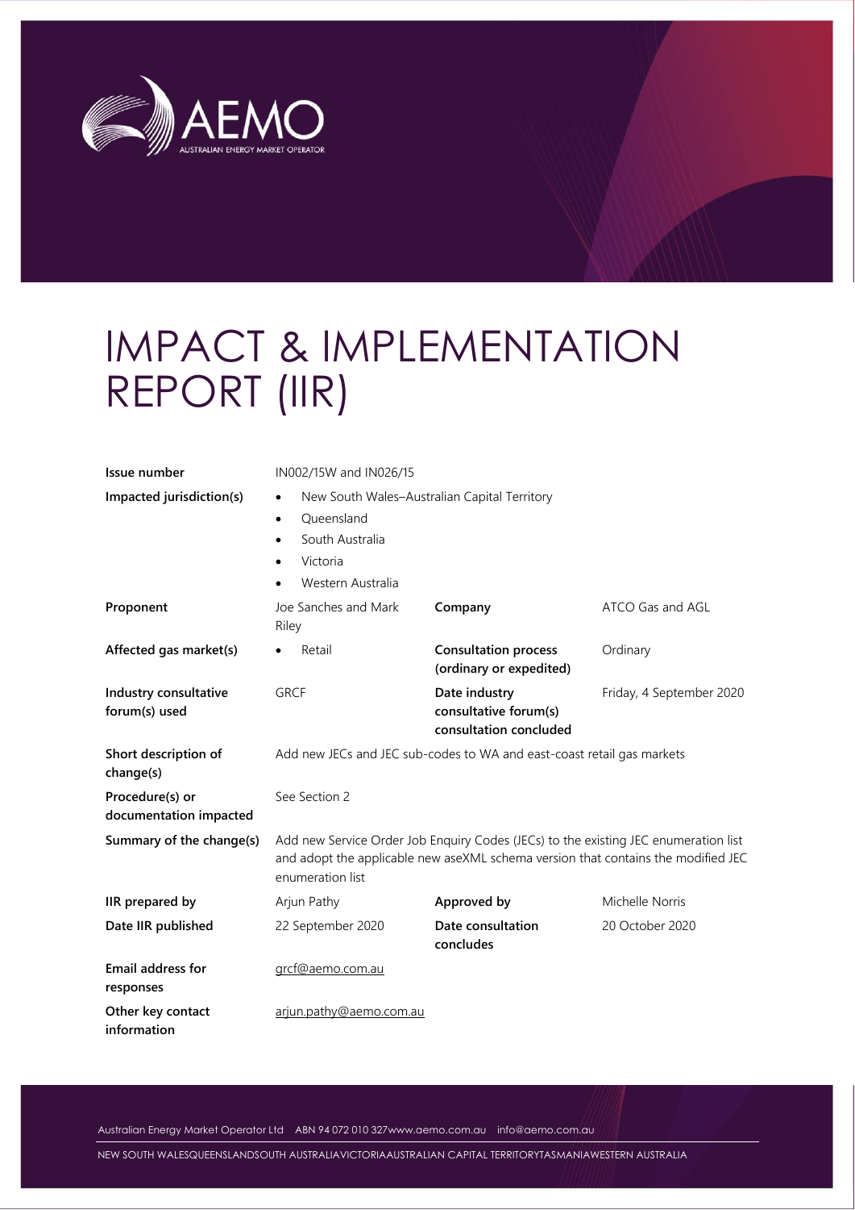# IMPACT & IMPLEMENTATION REPORT (IIR)

| | | | |
|---|---|---|---|
| **Issue number** | IN002/15W and IN026/15 | | |
| **Impacted jurisdiction(s)** | • New South Wales–Australian Capital Territory<br>• Queensland<br>• South Australia<br>• Victoria<br>• Western Australia | | |
| **Proponent** | Joe Sanches and Mark Riley | **Company** | ATCO Gas and AGL |
| **Affected gas market(s)** | • Retail | **Consultation process (ordinary or expedited)** | Ordinary |
| **Industry consultative forum(s) used** | GRCF | **Date industry consultative forum(s) consultation concluded** | Friday, 4 September 2020 |
| **Short description of change(s)** | Add new JECs and JEC sub-codes to WA and east-coast retail gas markets | | |
| **Procedure(s) or documentation impacted** | See Section 2 | | |
| **Summary of the change(s)** | Add new Service Order Job Enquiry Codes (JECs) to the existing JEC enumeration list and adopt the applicable new aseXML schema version that contains the modified JEC enumeration list | | |
| **IIR prepared by** | Arjun Pathy | **Approved by** | Michelle Norris |
| **Date IIR published** | 22 September 2020 | **Date consultation concludes** | 20 October 2020 |
| **Email address for responses** | grcf@aemo.com.au | | |
| **Other key contact information** | arjun.pathy@aemo.com.au | | |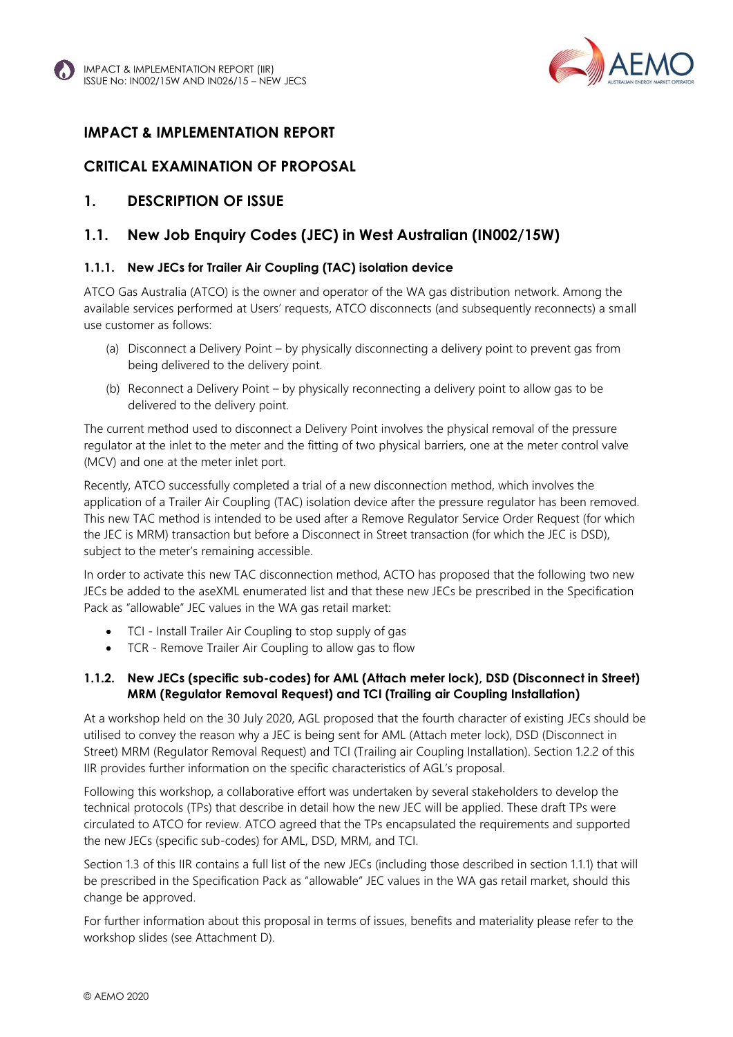# IMPACT & IMPLEMENTATION REPORT

# CRITICAL EXAMINATION OF PROPOSAL

## 1. DESCRIPTION OF ISSUE

## 1.1. New Job Enquiry Codes (JEC) in West Australian (IN002/15W)

### 1.1.1. New JECs for Trailer Air Coupling (TAC) isolation device

ATCO Gas Australia (ATCO) is the owner and operator of the WA gas distribution network. Among the available services performed at Users' requests, ATCO disconnects (and subsequently reconnects) a small use customer as follows:

(a) Disconnect a Delivery Point – by physically disconnecting a delivery point to prevent gas from being delivered to the delivery point.

(b) Reconnect a Delivery Point – by physically reconnecting a delivery point to allow gas to be delivered to the delivery point.

The current method used to disconnect a Delivery Point involves the physical removal of the pressure regulator at the inlet to the meter and the fitting of two physical barriers, one at the meter control valve (MCV) and one at the meter inlet port.

Recently, ATCO successfully completed a trial of a new disconnection method, which involves the application of a Trailer Air Coupling (TAC) isolation device after the pressure regulator has been removed. This new TAC method is intended to be used after a Remove Regulator Service Order Request (for which the JEC is MRM) transaction but before a Disconnect in Street transaction (for which the JEC is DSD), subject to the meter's remaining accessible.

In order to activate this new TAC disconnection method, ACTO has proposed that the following two new JECs be added to the aseXML enumerated list and that these new JECs be prescribed in the Specification Pack as "allowable" JEC values in the WA gas retail market:

- TCI - Install Trailer Air Coupling to stop supply of gas
- TCR - Remove Trailer Air Coupling to allow gas to flow

### 1.1.2. New JECs (specific sub-codes) for AML (Attach meter lock), DSD (Disconnect in Street) MRM (Regulator Removal Request) and TCI (Trailing air Coupling Installation)

At a workshop held on the 30 July 2020, AGL proposed that the fourth character of existing JECs should be utilised to convey the reason why a JEC is being sent for AML (Attach meter lock), DSD (Disconnect in Street) MRM (Regulator Removal Request) and TCI (Trailing air Coupling Installation). Section 1.2.2 of this IIR provides further information on the specific characteristics of AGL's proposal.

Following this workshop, a collaborative effort was undertaken by several stakeholders to develop the technical protocols (TPs) that describe in detail how the new JEC will be applied. These draft TPs were circulated to ATCO for review. ATCO agreed that the TPs encapsulated the requirements and supported the new JECs (specific sub-codes) for AML, DSD, MRM, and TCI.

Section 1.3 of this IIR contains a full list of the new JECs (including those described in section 1.1.1) that will be prescribed in the Specification Pack as "allowable" JEC values in the WA gas retail market, should this change be approved.

For further information about this proposal in terms of issues, benefits and materiality please refer to the workshop slides (see Attachment D).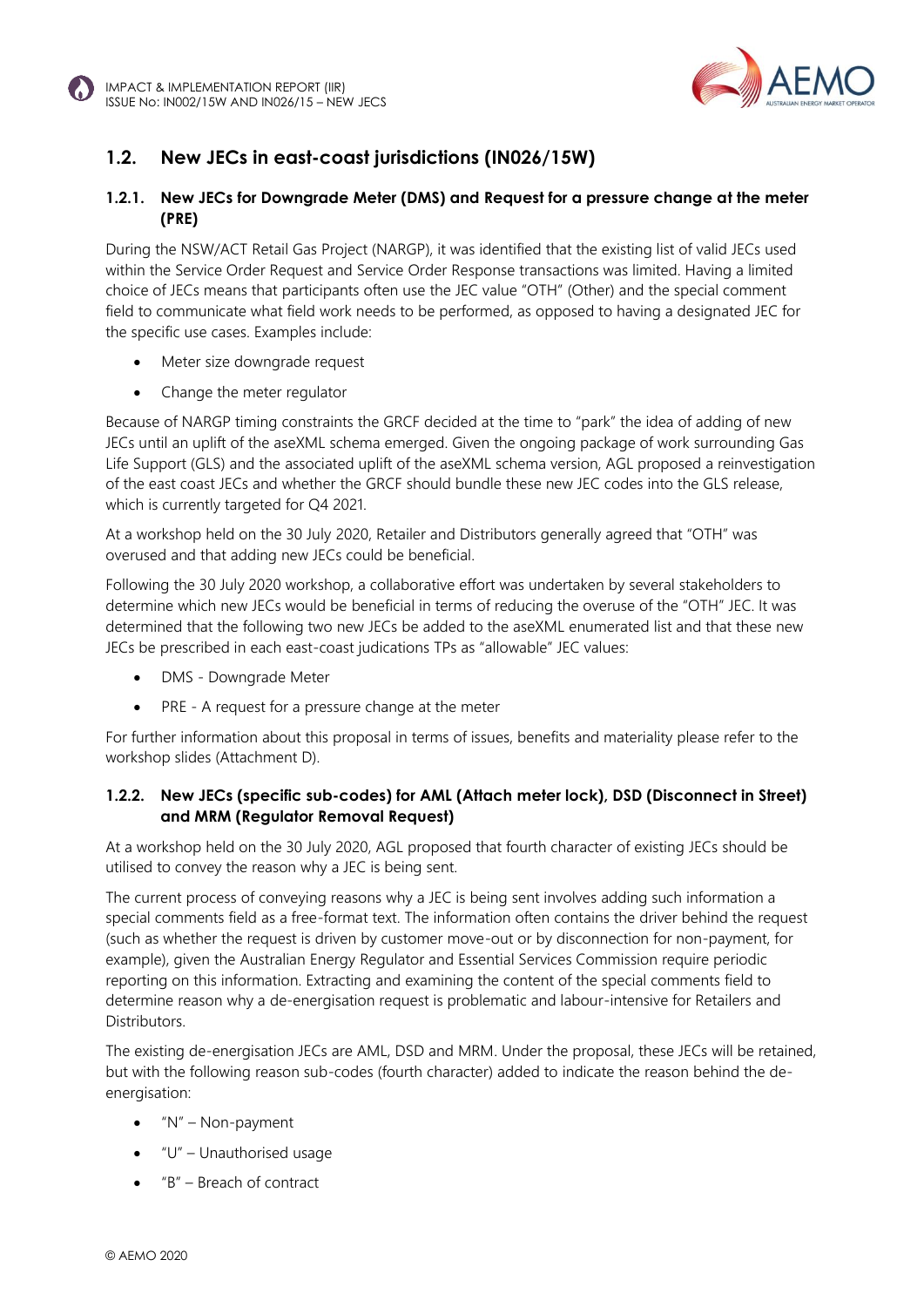## 1.2. New JECs in east-coast jurisdictions (IN026/15W)

### 1.2.1. New JECs for Downgrade Meter (DMS) and Request for a pressure change at the meter (PRE)

During the NSW/ACT Retail Gas Project (NARGP), it was identified that the existing list of valid JECs used within the Service Order Request and Service Order Response transactions was limited. Having a limited choice of JECs means that participants often use the JEC value "OTH" (Other) and the special comment field to communicate what field work needs to be performed, as opposed to having a designated JEC for the specific use cases. Examples include:

- Meter size downgrade request
- Change the meter regulator

Because of NARGP timing constraints the GRCF decided at the time to "park" the idea of adding of new JECs until an uplift of the aseXML schema emerged. Given the ongoing package of work surrounding Gas Life Support (GLS) and the associated uplift of the aseXML schema version, AGL proposed a reinvestigation of the east coast JECs and whether the GRCF should bundle these new JEC codes into the GLS release, which is currently targeted for Q4 2021.

At a workshop held on the 30 July 2020, Retailer and Distributors generally agreed that "OTH" was overused and that adding new JECs could be beneficial.

Following the 30 July 2020 workshop, a collaborative effort was undertaken by several stakeholders to determine which new JECs would be beneficial in terms of reducing the overuse of the "OTH" JEC. It was determined that the following two new JECs be added to the aseXML enumerated list and that these new JECs be prescribed in each east-coast judications TPs as "allowable" JEC values:

- DMS - Downgrade Meter
- PRE - A request for a pressure change at the meter

For further information about this proposal in terms of issues, benefits and materiality please refer to the workshop slides (Attachment D).

### 1.2.2. New JECs (specific sub-codes) for AML (Attach meter lock), DSD (Disconnect in Street) and MRM (Regulator Removal Request)

At a workshop held on the 30 July 2020, AGL proposed that fourth character of existing JECs should be utilised to convey the reason why a JEC is being sent.

The current process of conveying reasons why a JEC is being sent involves adding such information a special comments field as a free-format text. The information often contains the driver behind the request (such as whether the request is driven by customer move-out or by disconnection for non-payment, for example), given the Australian Energy Regulator and Essential Services Commission require periodic reporting on this information. Extracting and examining the content of the special comments field to determine reason why a de-energisation request is problematic and labour-intensive for Retailers and Distributors.

The existing de-energisation JECs are AML, DSD and MRM. Under the proposal, these JECs will be retained, but with the following reason sub-codes (fourth character) added to indicate the reason behind the de-energisation:

- "N" – Non-payment
- "U" – Unauthorised usage
- "B" – Breach of contract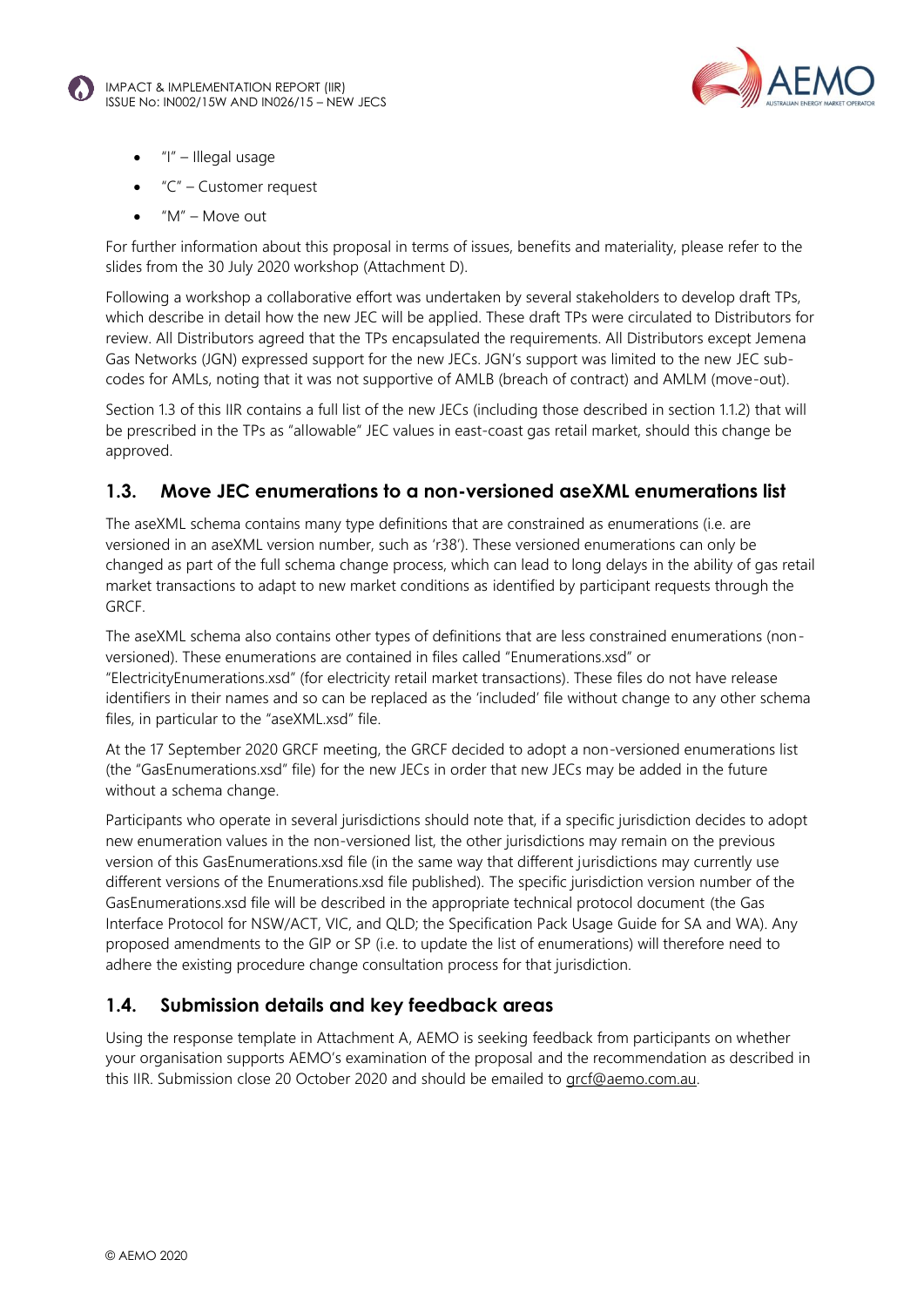- "I" – Illegal usage
- "C" – Customer request
- "M" – Move out

For further information about this proposal in terms of issues, benefits and materiality, please refer to the slides from the 30 July 2020 workshop (Attachment D).

Following a workshop a collaborative effort was undertaken by several stakeholders to develop draft TPs, which describe in detail how the new JEC will be applied. These draft TPs were circulated to Distributors for review. All Distributors agreed that the TPs encapsulated the requirements. All Distributors except Jemena Gas Networks (JGN) expressed support for the new JECs. JGN's support was limited to the new JEC sub-codes for AMLs, noting that it was not supportive of AMLB (breach of contract) and AMLM (move-out).

Section 1.3 of this IIR contains a full list of the new JECs (including those described in section 1.1.2) that will be prescribed in the TPs as "allowable" JEC values in east-coast gas retail market, should this change be approved.

## 1.3. Move JEC enumerations to a non-versioned aseXML enumerations list

The aseXML schema contains many type definitions that are constrained as enumerations (i.e. are versioned in an aseXML version number, such as 'r38'). These versioned enumerations can only be changed as part of the full schema change process, which can lead to long delays in the ability of gas retail market transactions to adapt to new market conditions as identified by participant requests through the GRCF.

The aseXML schema also contains other types of definitions that are less constrained enumerations (non-versioned). These enumerations are contained in files called "Enumerations.xsd" or "ElectricityEnumerations.xsd" (for electricity retail market transactions). These files do not have release identifiers in their names and so can be replaced as the 'included' file without change to any other schema files, in particular to the "aseXML.xsd" file.

At the 17 September 2020 GRCF meeting, the GRCF decided to adopt a non-versioned enumerations list (the "GasEnumerations.xsd" file) for the new JECs in order that new JECs may be added in the future without a schema change.

Participants who operate in several jurisdictions should note that, if a specific jurisdiction decides to adopt new enumeration values in the non-versioned list, the other jurisdictions may remain on the previous version of this GasEnumerations.xsd file (in the same way that different jurisdictions may currently use different versions of the Enumerations.xsd file published). The specific jurisdiction version number of the GasEnumerations.xsd file will be described in the appropriate technical protocol document (the Gas Interface Protocol for NSW/ACT, VIC, and QLD; the Specification Pack Usage Guide for SA and WA). Any proposed amendments to the GIP or SP (i.e. to update the list of enumerations) will therefore need to adhere the existing procedure change consultation process for that jurisdiction.

## 1.4. Submission details and key feedback areas

Using the response template in Attachment A, AEMO is seeking feedback from participants on whether your organisation supports AEMO's examination of the proposal and the recommendation as described in this IIR. Submission close 20 October 2020 and should be emailed to grcf@aemo.com.au.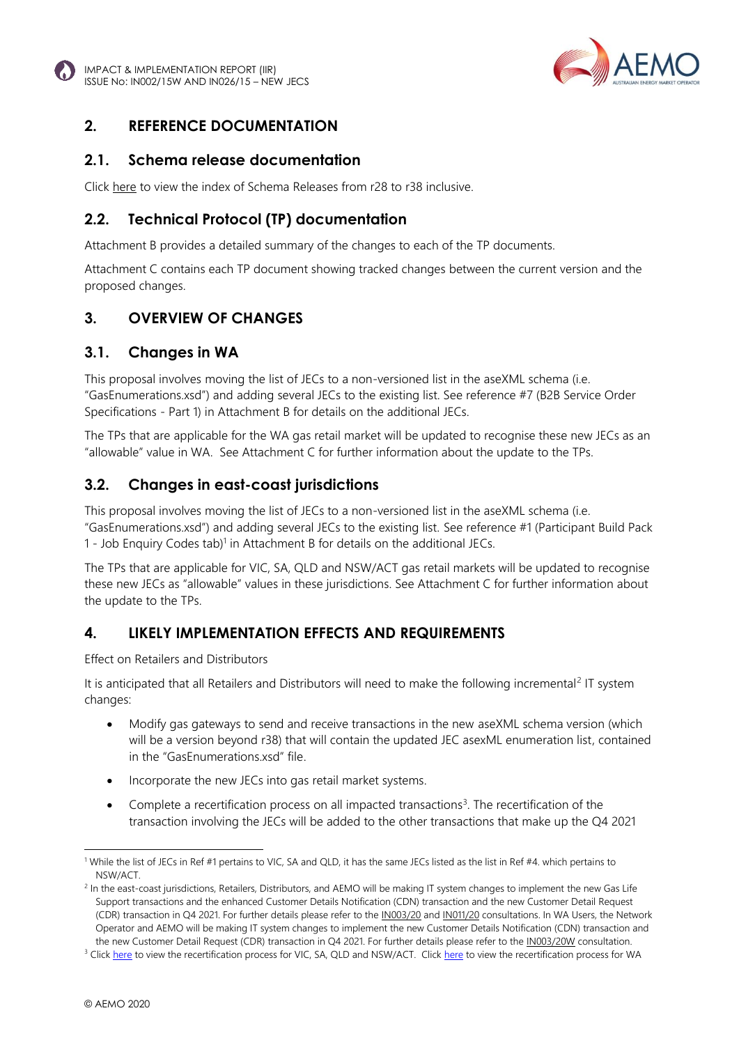## 2. REFERENCE DOCUMENTATION

### 2.1. Schema release documentation

Click here to view the index of Schema Releases from r28 to r38 inclusive.

### 2.2. Technical Protocol (TP) documentation

Attachment B provides a detailed summary of the changes to each of the TP documents.

Attachment C contains each TP document showing tracked changes between the current version and the proposed changes.

## 3. OVERVIEW OF CHANGES

### 3.1. Changes in WA

This proposal involves moving the list of JECs to a non-versioned list in the aseXML schema (i.e. "GasEnumerations.xsd") and adding several JECs to the existing list. See reference #7 (B2B Service Order Specifications - Part 1) in Attachment B for details on the additional JECs.

The TPs that are applicable for the WA gas retail market will be updated to recognise these new JECs as an "allowable" value in WA. See Attachment C for further information about the update to the TPs.

### 3.2. Changes in east-coast jurisdictions

This proposal involves moving the list of JECs to a non-versioned list in the aseXML schema (i.e. "GasEnumerations.xsd") and adding several JECs to the existing list. See reference #1 (Participant Build Pack 1 - Job Enquiry Codes tab)[1] in Attachment B for details on the additional JECs.

The TPs that are applicable for VIC, SA, QLD and NSW/ACT gas retail markets will be updated to recognise these new JECs as "allowable" values in these jurisdictions. See Attachment C for further information about the update to the TPs.

## 4. LIKELY IMPLEMENTATION EFFECTS AND REQUIREMENTS

Effect on Retailers and Distributors

It is anticipated that all Retailers and Distributors will need to make the following incremental[2] IT system changes:

- Modify gas gateways to send and receive transactions in the new aseXML schema version (which will be a version beyond r38) that will contain the updated JEC asexML enumeration list, contained in the "GasEnumerations.xsd" file.
- Incorporate the new JECs into gas retail market systems.
- Complete a recertification process on all impacted transactions[3]. The recertification of the transaction involving the JECs will be added to the other transactions that make up the Q4 2021

---

[1] While the list of JECs in Ref #1 pertains to VIC, SA and QLD, it has the same JECs listed as the list in Ref #4. which pertains to NSW/ACT.

[2] In the east-coast jurisdictions, Retailers, Distributors, and AEMO will be making IT system changes to implement the new Gas Life Support transactions and the enhanced Customer Details Notification (CDN) transaction and the new Customer Detail Request (CDR) transaction in Q4 2021. For further details please refer to the IN003/20 and IN011/20 consultations. In WA Users, the Network Operator and AEMO will be making IT system changes to implement the new Customer Details Notification (CDN) transaction and the new Customer Detail Request (CDR) transaction in Q4 2021. For further details please refer to the IN003/20W consultation.

[3] Click here to view the recertification process for VIC, SA, QLD and NSW/ACT. Click here to view the recertification process for WA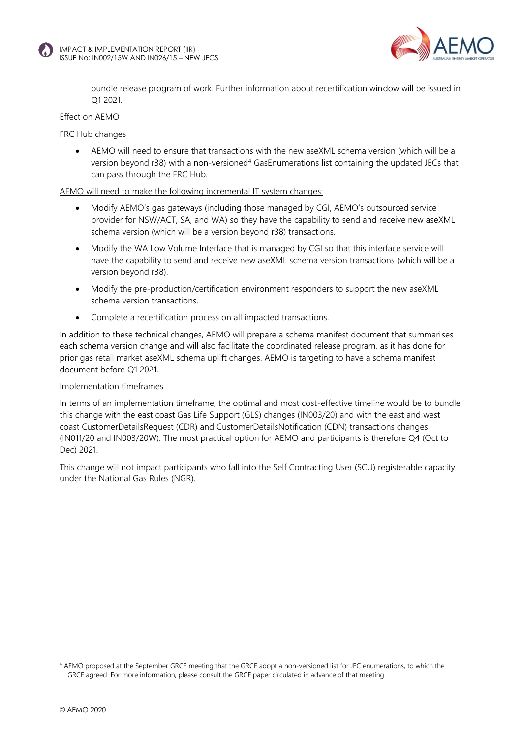bundle release program of work. Further information about recertification window will be issued in Q1 2021.

Effect on AEMO

FRC Hub changes

- AEMO will need to ensure that transactions with the new aseXML schema version (which will be a version beyond r38) with a non-versioned[4] GasEnumerations list containing the updated JECs that can pass through the FRC Hub.

AEMO will need to make the following incremental IT system changes:

- Modify AEMO's gas gateways (including those managed by CGI, AEMO's outsourced service provider for NSW/ACT, SA, and WA) so they have the capability to send and receive new aseXML schema version (which will be a version beyond r38) transactions.
- Modify the WA Low Volume Interface that is managed by CGI so that this interface service will have the capability to send and receive new aseXML schema version transactions (which will be a version beyond r38).
- Modify the pre-production/certification environment responders to support the new aseXML schema version transactions.
- Complete a recertification process on all impacted transactions.

In addition to these technical changes, AEMO will prepare a schema manifest document that summarises each schema version change and will also facilitate the coordinated release program, as it has done for prior gas retail market aseXML schema uplift changes. AEMO is targeting to have a schema manifest document before Q1 2021.

Implementation timeframes

In terms of an implementation timeframe, the optimal and most cost-effective timeline would be to bundle this change with the east coast Gas Life Support (GLS) changes (IN003/20) and with the east and west coast CustomerDetailsRequest (CDR) and CustomerDetailsNotification (CDN) transactions changes (IN011/20 and IN003/20W). The most practical option for AEMO and participants is therefore Q4 (Oct to Dec) 2021.

This change will not impact participants who fall into the Self Contracting User (SCU) registerable capacity under the National Gas Rules (NGR).

[4] AEMO proposed at the September GRCF meeting that the GRCF adopt a non-versioned list for JEC enumerations, to which the GRCF agreed. For more information, please consult the GRCF paper circulated in advance of that meeting.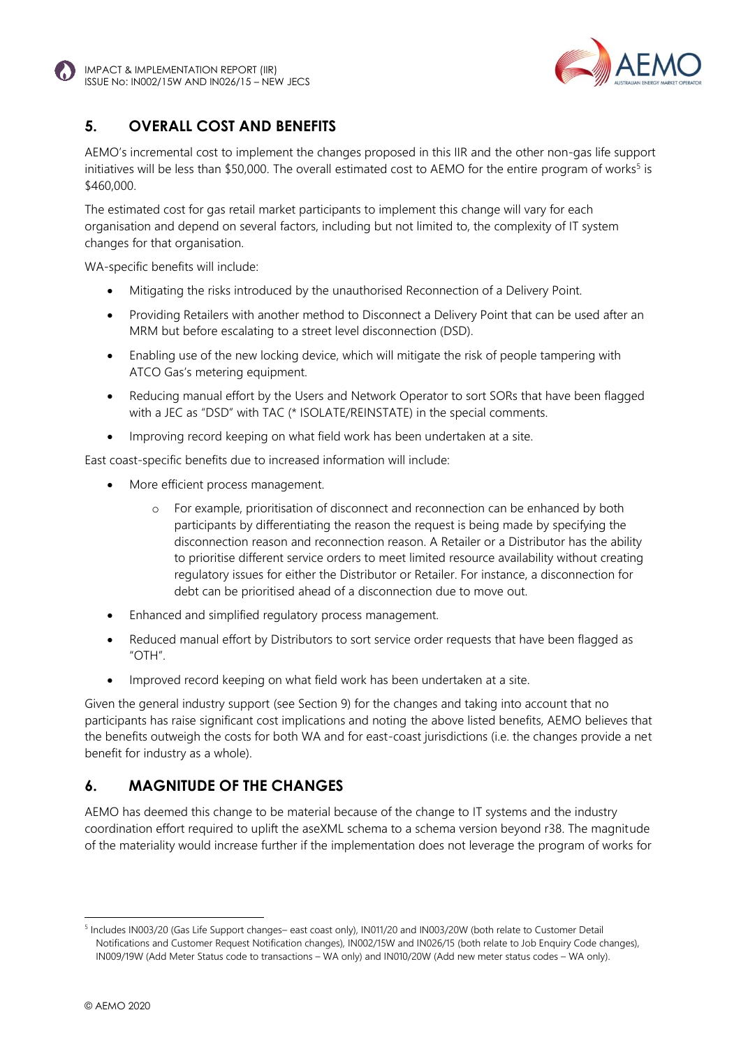## 5. OVERALL COST AND BENEFITS

AEMO's incremental cost to implement the changes proposed in this IIR and the other non-gas life support initiatives will be less than $50,000. The overall estimated cost to AEMO for the entire program of works[5] is $460,000.

The estimated cost for gas retail market participants to implement this change will vary for each organisation and depend on several factors, including but not limited to, the complexity of IT system changes for that organisation.

WA-specific benefits will include:

- Mitigating the risks introduced by the unauthorised Reconnection of a Delivery Point.
- Providing Retailers with another method to Disconnect a Delivery Point that can be used after an MRM but before escalating to a street level disconnection (DSD).
- Enabling use of the new locking device, which will mitigate the risk of people tampering with ATCO Gas's metering equipment.
- Reducing manual effort by the Users and Network Operator to sort SORs that have been flagged with a JEC as "DSD" with TAC (* ISOLATE/REINSTATE) in the special comments.
- Improving record keeping on what field work has been undertaken at a site.

East coast-specific benefits due to increased information will include:

- More efficient process management.
  - For example, prioritisation of disconnect and reconnection can be enhanced by both participants by differentiating the reason the request is being made by specifying the disconnection reason and reconnection reason. A Retailer or a Distributor has the ability to prioritise different service orders to meet limited resource availability without creating regulatory issues for either the Distributor or Retailer. For instance, a disconnection for debt can be prioritised ahead of a disconnection due to move out.
- Enhanced and simplified regulatory process management.
- Reduced manual effort by Distributors to sort service order requests that have been flagged as "OTH".
- Improved record keeping on what field work has been undertaken at a site.

Given the general industry support (see Section 9) for the changes and taking into account that no participants has raise significant cost implications and noting the above listed benefits, AEMO believes that the benefits outweigh the costs for both WA and for east-coast jurisdictions (i.e. the changes provide a net benefit for industry as a whole).

## 6. MAGNITUDE OF THE CHANGES

AEMO has deemed this change to be material because of the change to IT systems and the industry coordination effort required to uplift the aseXML schema to a schema version beyond r38. The magnitude of the materiality would increase further if the implementation does not leverage the program of works for

[5] Includes IN003/20 (Gas Life Support changes– east coast only), IN011/20 and IN003/20W (both relate to Customer Detail Notifications and Customer Request Notification changes), IN002/15W and IN026/15 (both relate to Job Enquiry Code changes), IN009/19W (Add Meter Status code to transactions – WA only) and IN010/20W (Add new meter status codes – WA only).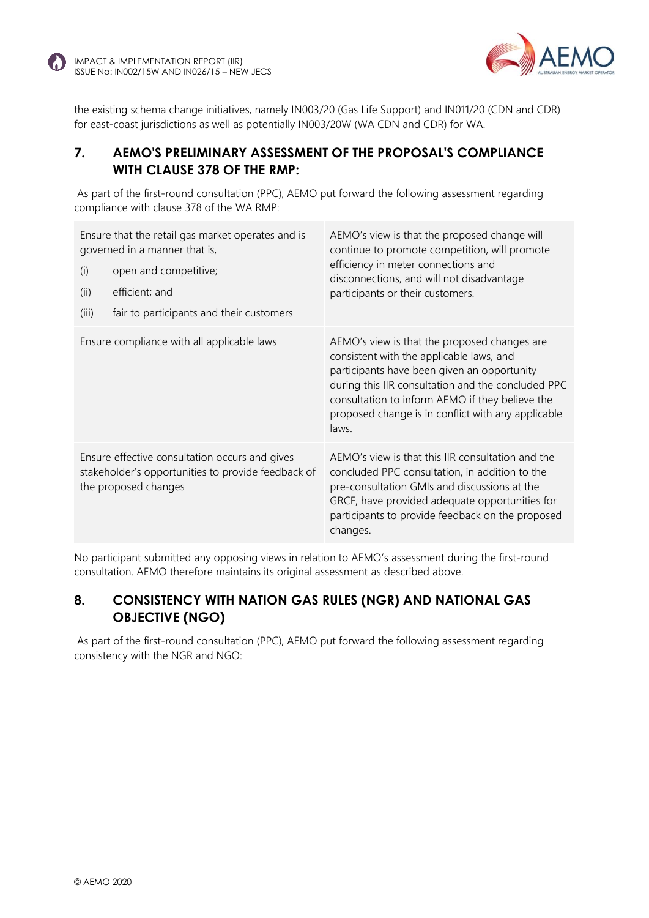the existing schema change initiatives, namely IN003/20 (Gas Life Support) and IN011/20 (CDN and CDR) for east-coast jurisdictions as well as potentially IN003/20W (WA CDN and CDR) for WA.

## 7. AEMO'S PRELIMINARY ASSESSMENT OF THE PROPOSAL'S COMPLIANCE WITH CLAUSE 378 OF THE RMP:

As part of the first-round consultation (PPC), AEMO put forward the following assessment regarding compliance with clause 378 of the WA RMP:

| | |
|---|---|
| Ensure that the retail gas market operates and is governed in a manner that is,<br>(i) open and competitive;<br>(ii) efficient; and<br>(iii) fair to participants and their customers | AEMO's view is that the proposed change will continue to promote competition, will promote efficiency in meter connections and disconnections, and will not disadvantage participants or their customers. |
| Ensure compliance with all applicable laws | AEMO's view is that the proposed changes are consistent with the applicable laws, and participants have been given an opportunity during this IIR consultation and the concluded PPC consultation to inform AEMO if they believe the proposed change is in conflict with any applicable laws. |
| Ensure effective consultation occurs and gives stakeholder's opportunities to provide feedback of the proposed changes | AEMO's view is that this IIR consultation and the concluded PPC consultation, in addition to the pre-consultation GMIs and discussions at the GRCF, have provided adequate opportunities for participants to provide feedback on the proposed changes. |

No participant submitted any opposing views in relation to AEMO's assessment during the first-round consultation. AEMO therefore maintains its original assessment as described above.

## 8. CONSISTENCY WITH NATION GAS RULES (NGR) AND NATIONAL GAS OBJECTIVE (NGO)

As part of the first-round consultation (PPC), AEMO put forward the following assessment regarding consistency with the NGR and NGO: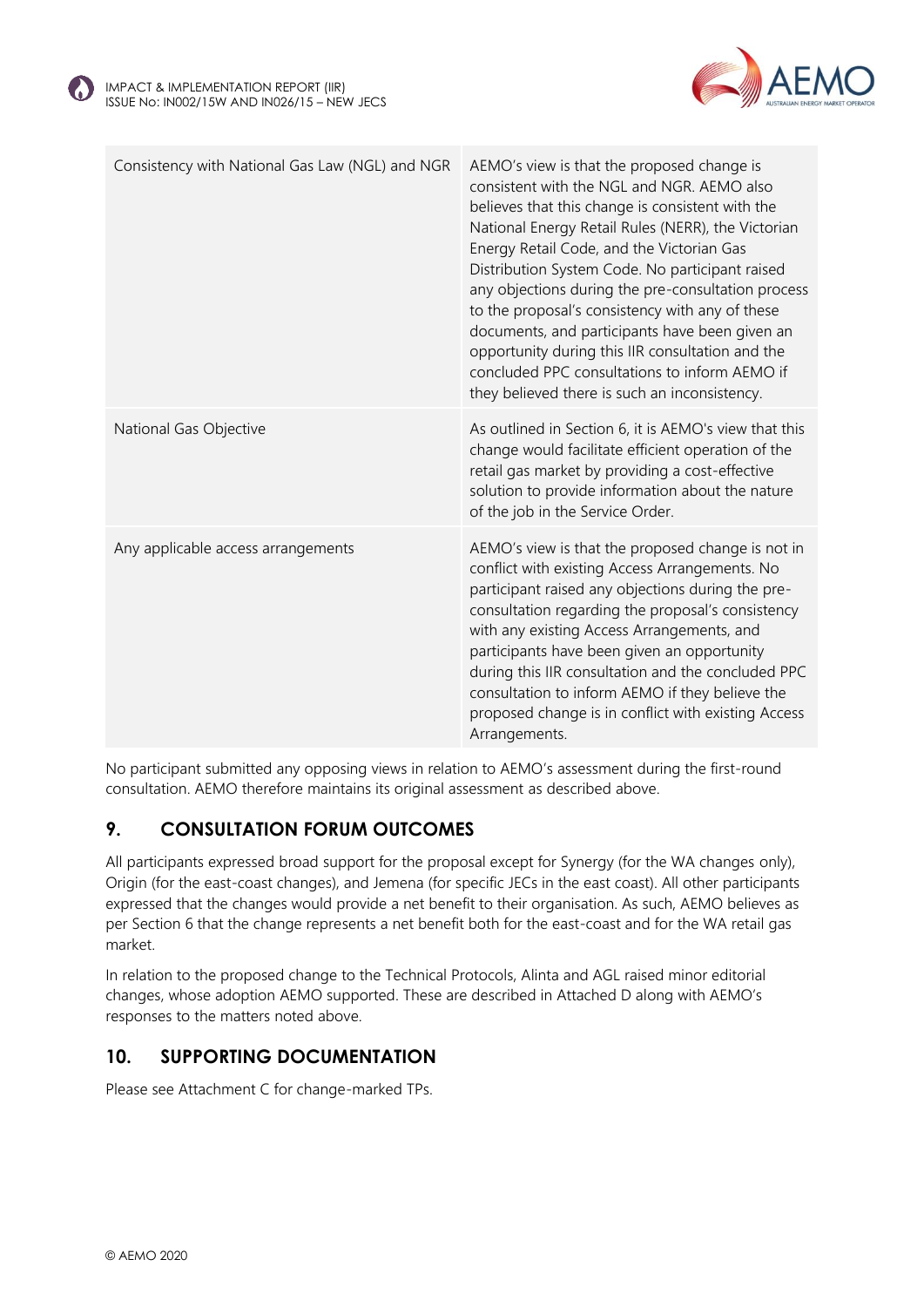| | |
|---|---|
| Consistency with National Gas Law (NGL) and NGR | AEMO's view is that the proposed change is consistent with the NGL and NGR. AEMO also believes that this change is consistent with the National Energy Retail Rules (NERR), the Victorian Energy Retail Code, and the Victorian Gas Distribution System Code. No participant raised any objections during the pre-consultation process to the proposal's consistency with any of these documents, and participants have been given an opportunity during this IIR consultation and the concluded PPC consultations to inform AEMO if they believed there is such an inconsistency. |
| National Gas Objective | As outlined in Section 6, it is AEMO's view that this change would facilitate efficient operation of the retail gas market by providing a cost-effective solution to provide information about the nature of the job in the Service Order. |
| Any applicable access arrangements | AEMO's view is that the proposed change is not in conflict with existing Access Arrangements. No participant raised any objections during the pre-consultation regarding the proposal's consistency with any existing Access Arrangements, and participants have been given an opportunity during this IIR consultation and the concluded PPC consultation to inform AEMO if they believe the proposed change is in conflict with existing Access Arrangements. |

No participant submitted any opposing views in relation to AEMO's assessment during the first-round consultation. AEMO therefore maintains its original assessment as described above.

## 9. CONSULTATION FORUM OUTCOMES

All participants expressed broad support for the proposal except for Synergy (for the WA changes only), Origin (for the east-coast changes), and Jemena (for specific JECs in the east coast). All other participants expressed that the changes would provide a net benefit to their organisation. As such, AEMO believes as per Section 6 that the change represents a net benefit both for the east-coast and for the WA retail gas market.

In relation to the proposed change to the Technical Protocols, Alinta and AGL raised minor editorial changes, whose adoption AEMO supported. These are described in Attached D along with AEMO's responses to the matters noted above.

## 10. SUPPORTING DOCUMENTATION

Please see Attachment C for change-marked TPs.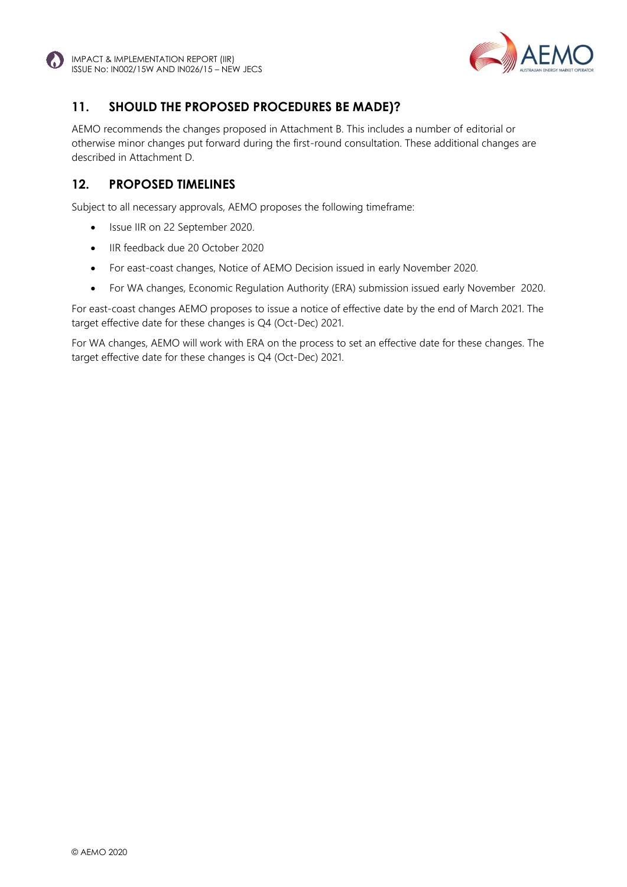## 11. SHOULD THE PROPOSED PROCEDURES BE MADE)?

AEMO recommends the changes proposed in Attachment B. This includes a number of editorial or otherwise minor changes put forward during the first-round consultation. These additional changes are described in Attachment D.

## 12. PROPOSED TIMELINES

Subject to all necessary approvals, AEMO proposes the following timeframe:

- Issue IIR on 22 September 2020.
- IIR feedback due 20 October 2020
- For east-coast changes, Notice of AEMO Decision issued in early November 2020.
- For WA changes, Economic Regulation Authority (ERA) submission issued early November 2020.

For east-coast changes AEMO proposes to issue a notice of effective date by the end of March 2021. The target effective date for these changes is Q4 (Oct-Dec) 2021.

For WA changes, AEMO will work with ERA on the process to set an effective date for these changes. The target effective date for these changes is Q4 (Oct-Dec) 2021.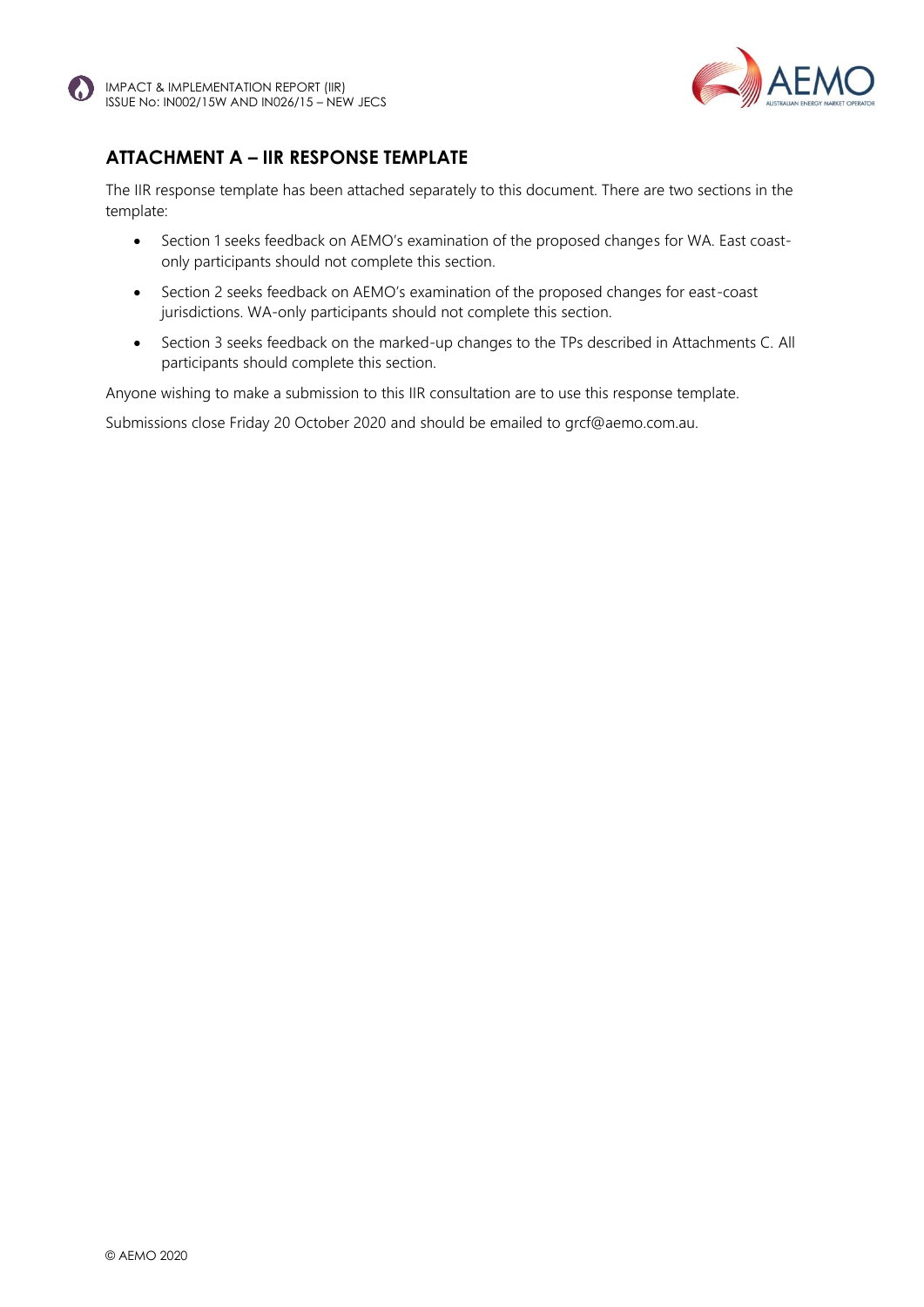## ATTACHMENT A – IIR RESPONSE TEMPLATE

The IIR response template has been attached separately to this document. There are two sections in the template:

- Section 1 seeks feedback on AEMO's examination of the proposed changes for WA. East coast-only participants should not complete this section.
- Section 2 seeks feedback on AEMO's examination of the proposed changes for east-coast jurisdictions. WA-only participants should not complete this section.
- Section 3 seeks feedback on the marked-up changes to the TPs described in Attachments C. All participants should complete this section.

Anyone wishing to make a submission to this IIR consultation are to use this response template.

Submissions close Friday 20 October 2020 and should be emailed to grcf@aemo.com.au.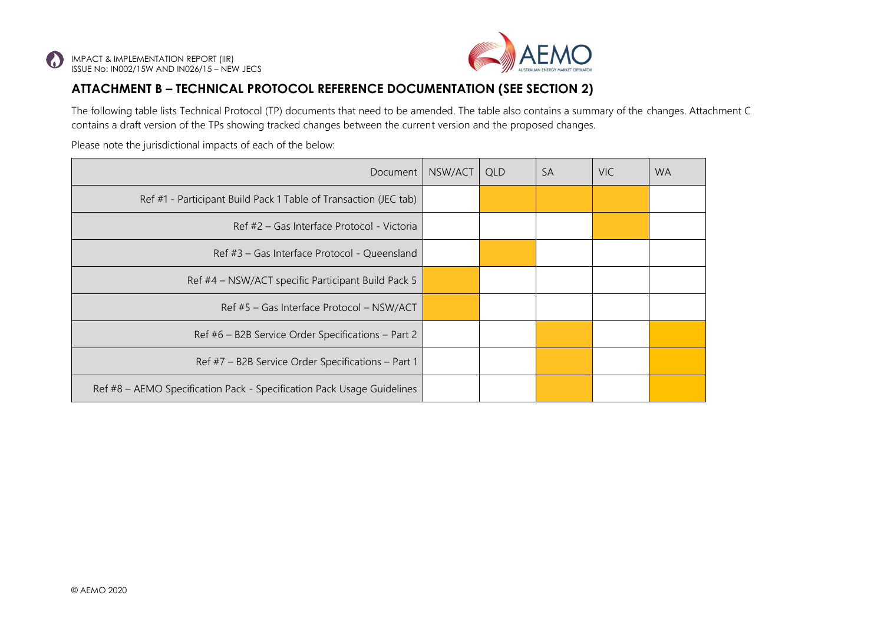## ATTACHMENT B – TECHNICAL PROTOCOL REFERENCE DOCUMENTATION (SEE SECTION 2)

The following table lists Technical Protocol (TP) documents that need to be amended. The table also contains a summary of the changes. Attachment C contains a draft version of the TPs showing tracked changes between the current version and the proposed changes.

Please note the jurisdictional impacts of each of the below:

| Document | NSW/ACT | QLD | SA | VIC | WA |
|---|---|---|---|---|---|
| Ref #1 - Participant Build Pack 1 Table of Transaction (JEC tab) | | ■ | ■ | ■ | |
| Ref #2 – Gas Interface Protocol - Victoria | | | | ■ | |
| Ref #3 – Gas Interface Protocol - Queensland | | ■ | | | |
| Ref #4 – NSW/ACT specific Participant Build Pack 5 | ■ | | | | |
| Ref #5 – Gas Interface Protocol – NSW/ACT | ■ | | | | |
| Ref #6 – B2B Service Order Specifications – Part 2 | | | ■ | | ■ |
| Ref #7 – B2B Service Order Specifications – Part 1 | | | ■ | | ■ |
| Ref #8 – AEMO Specification Pack - Specification Pack Usage Guidelines | | | ■ | | ■ |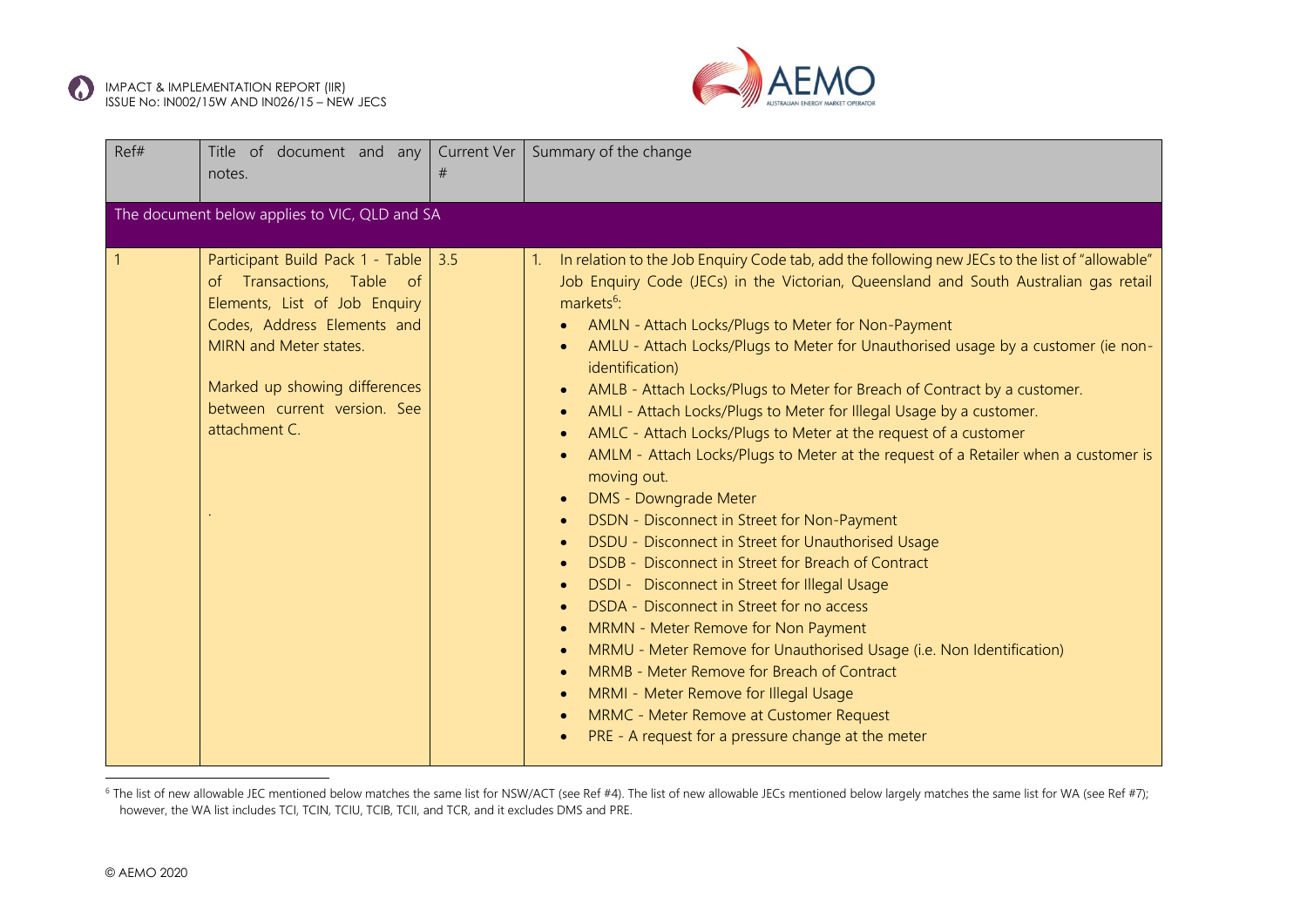| Ref# | Title of document and any notes. | Current Ver # | Summary of the change |
|---|---|---|---|
| The document below applies to VIC, QLD and SA | | | |
| 1 | Participant Build Pack 1 - Table of Transactions, Table of Elements, List of Job Enquiry Codes, Address Elements and MIRN and Meter states.<br><br>Marked up showing differences between current version. See attachment C.<br><br>. | 3.5 | 1. In relation to the Job Enquiry Code tab, add the following new JECs to the list of "allowable" Job Enquiry Code (JECs) in the Victorian, Queensland and South Australian gas retail markets[6]:<br>• AMLN - Attach Locks/Plugs to Meter for Non-Payment<br>• AMLU - Attach Locks/Plugs to Meter for Unauthorised usage by a customer (ie non-identification)<br>• AMLB - Attach Locks/Plugs to Meter for Breach of Contract by a customer.<br>• AMLI - Attach Locks/Plugs to Meter for Illegal Usage by a customer.<br>• AMLC - Attach Locks/Plugs to Meter at the request of a customer<br>• AMLM - Attach Locks/Plugs to Meter at the request of a Retailer when a customer is moving out.<br>• DMS - Downgrade Meter<br>• DSDN - Disconnect in Street for Non-Payment<br>• DSDU - Disconnect in Street for Unauthorised Usage<br>• DSDB - Disconnect in Street for Breach of Contract<br>• DSDI - Disconnect in Street for Illegal Usage<br>• DSDA - Disconnect in Street for no access<br>• MRMN - Meter Remove for Non Payment<br>• MRMU - Meter Remove for Unauthorised Usage (i.e. Non Identification)<br>• MRMB - Meter Remove for Breach of Contract<br>• MRMI - Meter Remove for Illegal Usage<br>• MRMC - Meter Remove at Customer Request<br>• PRE - A request for a pressure change at the meter |

[6] The list of new allowable JEC mentioned below matches the same list for NSW/ACT (see Ref #4). The list of new allowable JECs mentioned below largely matches the same list for WA (see Ref #7); however, the WA list includes TCI, TCIN, TCIU, TCIB, TCII, and TCR, and it excludes DMS and PRE.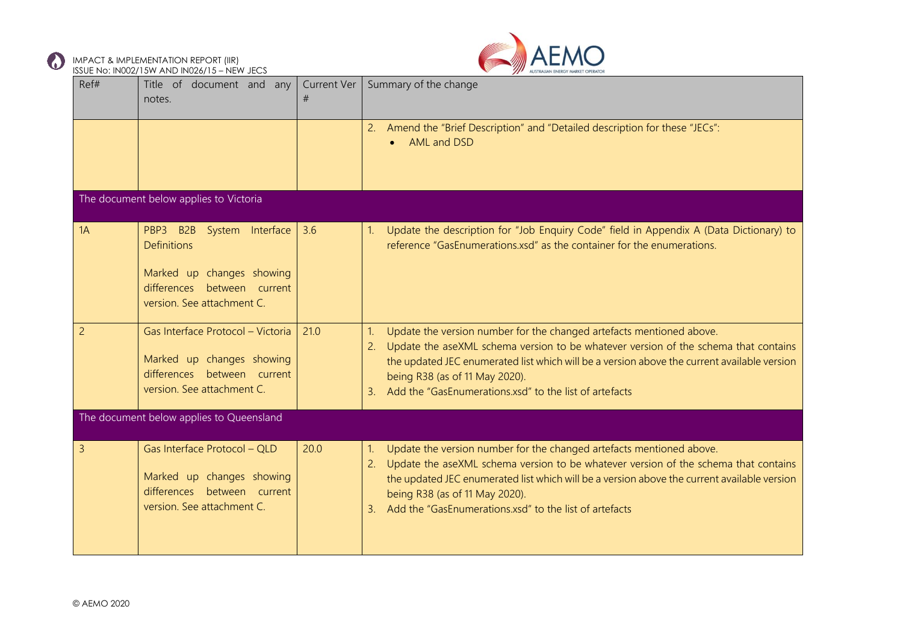| Ref# | Title of document and any notes. | Current Ver # | Summary of the change |
|---|---|---|---|
| | | | 2. Amend the "Brief Description" and "Detailed description for these "JECs":<br>• AML and DSD |
| The document below applies to Victoria | | | |
| 1A | PBP3 B2B System Interface Definitions<br><br>Marked up changes showing differences between current version. See attachment C. | 3.6 | 1. Update the description for "Job Enquiry Code" field in Appendix A (Data Dictionary) to reference "GasEnumerations.xsd" as the container for the enumerations. |
| 2 | Gas Interface Protocol – Victoria<br><br>Marked up changes showing differences between current version. See attachment C. | 21.0 | 1. Update the version number for the changed artefacts mentioned above.<br>2. Update the aseXML schema version to be whatever version of the schema that contains the updated JEC enumerated list which will be a version above the current available version being R38 (as of 11 May 2020).<br>3. Add the "GasEnumerations.xsd" to the list of artefacts |
| The document below applies to Queensland | | | |
| 3 | Gas Interface Protocol – QLD<br><br>Marked up changes showing differences between current version. See attachment C. | 20.0 | 1. Update the version number for the changed artefacts mentioned above.<br>2. Update the aseXML schema version to be whatever version of the schema that contains the updated JEC enumerated list which will be a version above the current available version being R38 (as of 11 May 2020).<br>3. Add the "GasEnumerations.xsd" to the list of artefacts |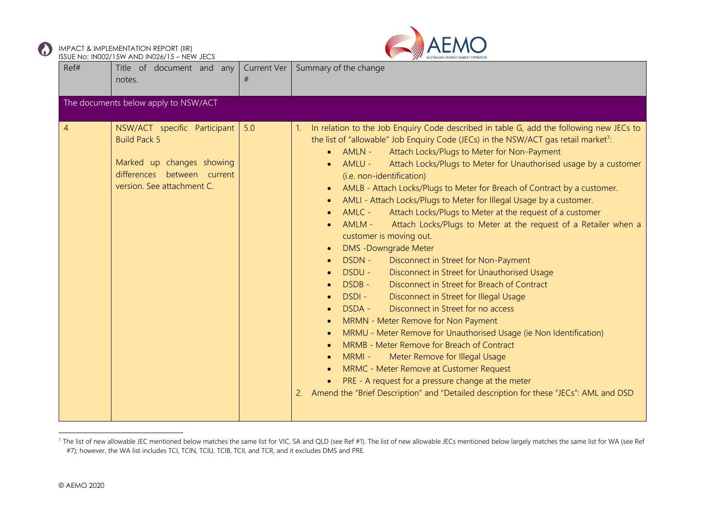| Ref# | Title of document and any notes. | Current Ver # | Summary of the change |
|---|---|---|---|
| The documents below apply to NSW/ACT | | | |
| 4 | NSW/ACT specific Participant Build Pack 5<br><br>Marked up changes showing differences between current version. See attachment C. | 5.0 | 1. In relation to the Job Enquiry Code described in table G, add the following new JECs to the list of "allowable" Job Enquiry Code (JECs) in the NSW/ACT gas retail market[7]:<br>• AMLN - Attach Locks/Plugs to Meter for Non-Payment<br>• AMLU - Attach Locks/Plugs to Meter for Unauthorised usage by a customer (i.e. non-identification)<br>• AMLB - Attach Locks/Plugs to Meter for Breach of Contract by a customer.<br>• AMLI - Attach Locks/Plugs to Meter for Illegal Usage by a customer.<br>• AMLC - Attach Locks/Plugs to Meter at the request of a customer<br>• AMLM - Attach Locks/Plugs to Meter at the request of a Retailer when a customer is moving out.<br>• DMS -Downgrade Meter<br>• DSDN - Disconnect in Street for Non-Payment<br>• DSDU - Disconnect in Street for Unauthorised Usage<br>• DSDB - Disconnect in Street for Breach of Contract<br>• DSDI - Disconnect in Street for Illegal Usage<br>• DSDA - Disconnect in Street for no access<br>• MRMN - Meter Remove for Non Payment<br>• MRMU - Meter Remove for Unauthorised Usage (ie Non Identification)<br>• MRMB - Meter Remove for Breach of Contract<br>• MRMI - Meter Remove for Illegal Usage<br>• MRMC - Meter Remove at Customer Request<br>• PRE - A request for a pressure change at the meter<br>2. Amend the "Brief Description" and "Detailed description for these "JECs": AML and DSD |

[7] The list of new allowable JEC mentioned below matches the same list for VIC, SA and QLD (see Ref #1). The list of new allowable JECs mentioned below largely matches the same list for WA (see Ref #7); however, the WA list includes TCI, TCIN, TCIU, TCIB, TCII, and TCR, and it excludes DMS and PRE.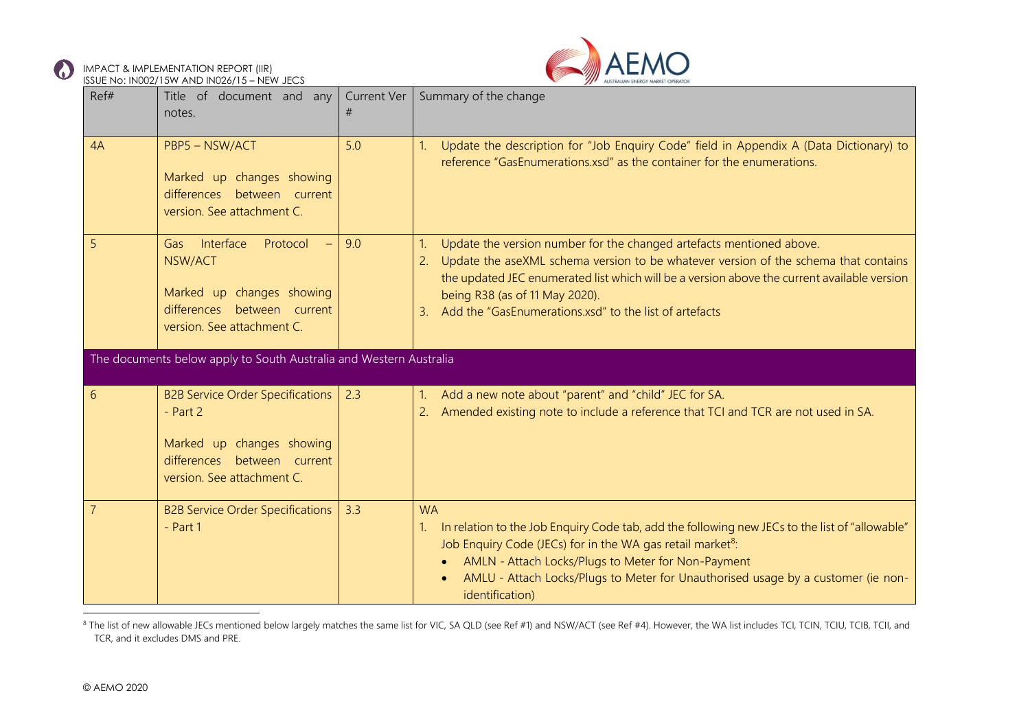| Ref# | Title of document and any notes. | Current Ver # | Summary of the change |
|---|---|---|---|
| 4A | PBP5 – NSW/ACT<br><br>Marked up changes showing differences between current version. See attachment C. | 5.0 | 1. Update the description for "Job Enquiry Code" field in Appendix A (Data Dictionary) to reference "GasEnumerations.xsd" as the container for the enumerations. |
| 5 | Gas Interface Protocol – NSW/ACT<br><br>Marked up changes showing differences between current version. See attachment C. | 9.0 | 1. Update the version number for the changed artefacts mentioned above.<br>2. Update the aseXML schema version to be whatever version of the schema that contains the updated JEC enumerated list which will be a version above the current available version being R38 (as of 11 May 2020).<br>3. Add the "GasEnumerations.xsd" to the list of artefacts |
| The documents below apply to South Australia and Western Australia | | | |
| 6 | B2B Service Order Specifications - Part 2<br><br>Marked up changes showing differences between current version. See attachment C. | 2.3 | 1. Add a new note about "parent" and "child" JEC for SA.<br>2. Amended existing note to include a reference that TCI and TCR are not used in SA. |
| 7 | B2B Service Order Specifications - Part 1 | 3.3 | WA<br>1. In relation to the Job Enquiry Code tab, add the following new JECs to the list of "allowable" Job Enquiry Code (JECs) for in the WA gas retail market[8]:<br>• AMLN - Attach Locks/Plugs to Meter for Non-Payment<br>• AMLU - Attach Locks/Plugs to Meter for Unauthorised usage by a customer (ie non-identification) |

[8] The list of new allowable JECs mentioned below largely matches the same list for VIC, SA QLD (see Ref #1) and NSW/ACT (see Ref #4). However, the WA list includes TCI, TCIN, TCIU, TCIB, TCII, and TCR, and it excludes DMS and PRE.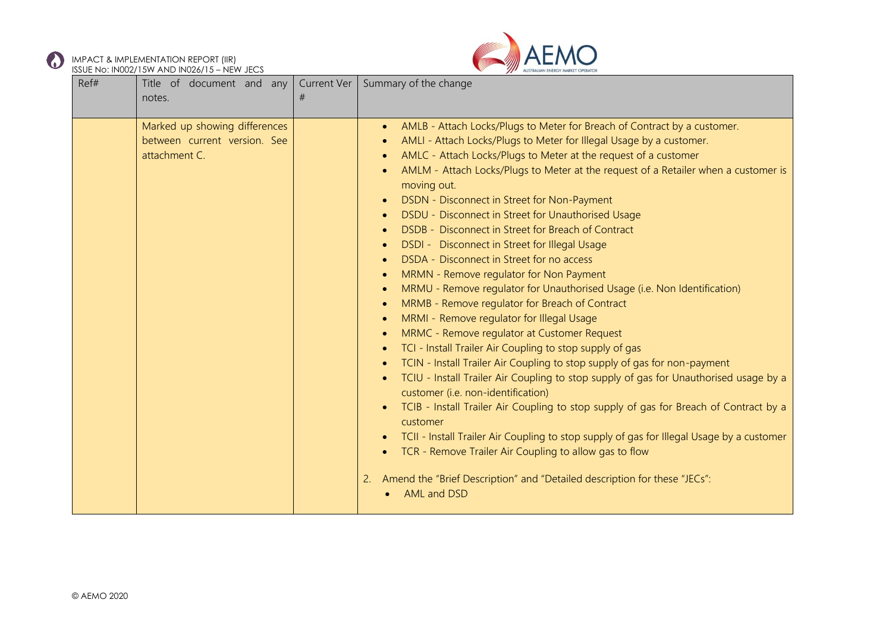| Ref# | Title of document and any notes. | Current Ver # | Summary of the change |
|---|---|---|---|
| | Marked up showing differences between current version. See attachment C. | | • AMLB - Attach Locks/Plugs to Meter for Breach of Contract by a customer.<br>• AMLI - Attach Locks/Plugs to Meter for Illegal Usage by a customer.<br>• AMLC - Attach Locks/Plugs to Meter at the request of a customer<br>• AMLM - Attach Locks/Plugs to Meter at the request of a Retailer when a customer is moving out.<br>• DSDN - Disconnect in Street for Non-Payment<br>• DSDU - Disconnect in Street for Unauthorised Usage<br>• DSDB - Disconnect in Street for Breach of Contract<br>• DSDI - Disconnect in Street for Illegal Usage<br>• DSDA - Disconnect in Street for no access<br>• MRMN - Remove regulator for Non Payment<br>• MRMU - Remove regulator for Unauthorised Usage (i.e. Non Identification)<br>• MRMB - Remove regulator for Breach of Contract<br>• MRMI - Remove regulator for Illegal Usage<br>• MRMC - Remove regulator at Customer Request<br>• TCI - Install Trailer Air Coupling to stop supply of gas<br>• TCIN - Install Trailer Air Coupling to stop supply of gas for non-payment<br>• TCIU - Install Trailer Air Coupling to stop supply of gas for Unauthorised usage by a customer (i.e. non-identification)<br>• TCIB - Install Trailer Air Coupling to stop supply of gas for Breach of Contract by a customer<br>• TCII - Install Trailer Air Coupling to stop supply of gas for Illegal Usage by a customer<br>• TCR - Remove Trailer Air Coupling to allow gas to flow<br><br>2. Amend the "Brief Description" and "Detailed description for these "JECs":<br>• AML and DSD |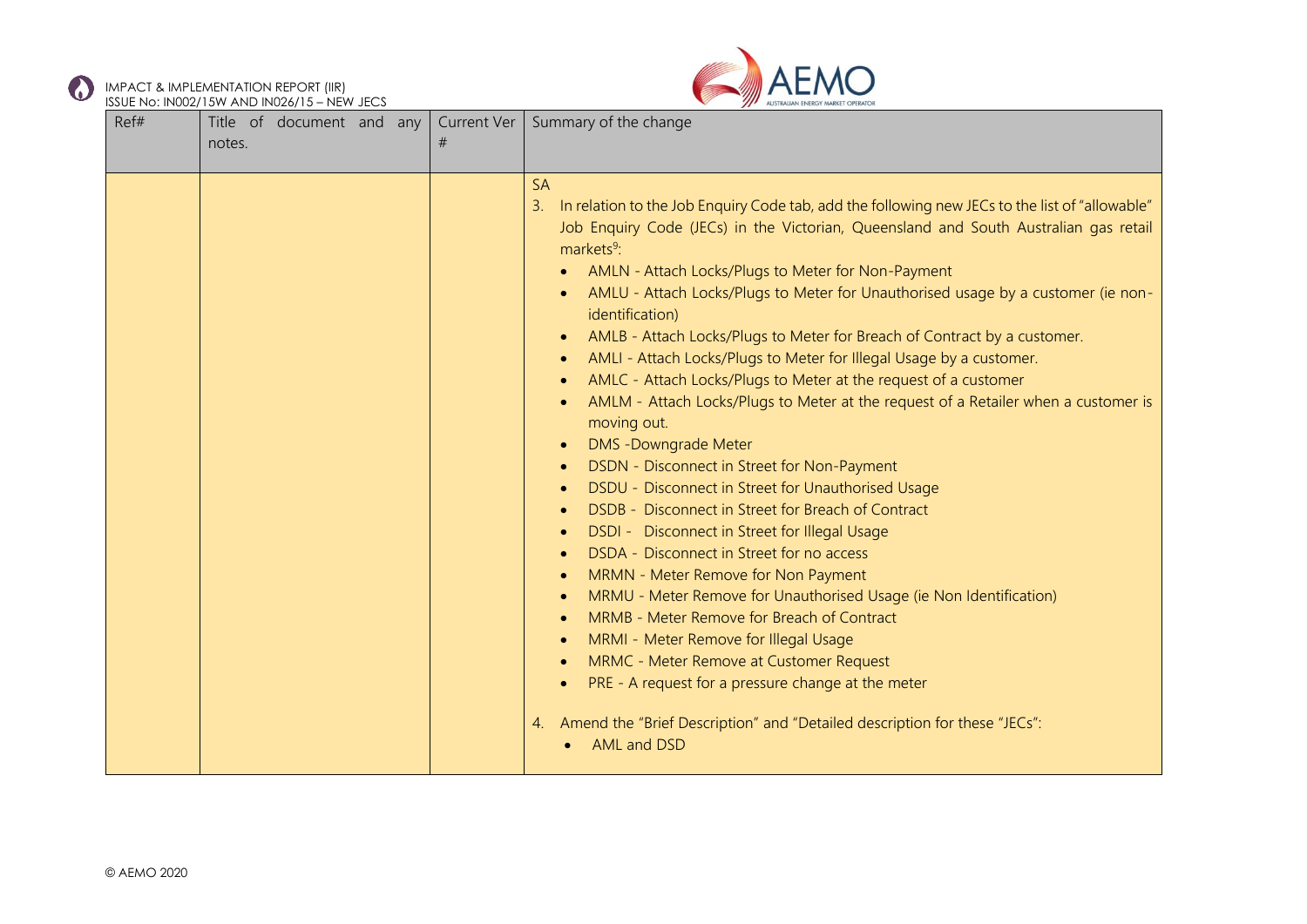| Ref# | Title of document and any notes. | Current Ver # | Summary of the change |
|---|---|---|---|
| | | | SA<br>3. In relation to the Job Enquiry Code tab, add the following new JECs to the list of "allowable" Job Enquiry Code (JECs) in the Victorian, Queensland and South Australian gas retail markets[9]:<br>• AMLN - Attach Locks/Plugs to Meter for Non-Payment<br>• AMLU - Attach Locks/Plugs to Meter for Unauthorised usage by a customer (ie non-identification)<br>• AMLB - Attach Locks/Plugs to Meter for Breach of Contract by a customer.<br>• AMLI - Attach Locks/Plugs to Meter for Illegal Usage by a customer.<br>• AMLC - Attach Locks/Plugs to Meter at the request of a customer<br>• AMLM - Attach Locks/Plugs to Meter at the request of a Retailer when a customer is moving out.<br>• DMS -Downgrade Meter<br>• DSDN - Disconnect in Street for Non-Payment<br>• DSDU - Disconnect in Street for Unauthorised Usage<br>• DSDB - Disconnect in Street for Breach of Contract<br>• DSDI - Disconnect in Street for Illegal Usage<br>• DSDA - Disconnect in Street for no access<br>• MRMN - Meter Remove for Non Payment<br>• MRMU - Meter Remove for Unauthorised Usage (ie Non Identification)<br>• MRMB - Meter Remove for Breach of Contract<br>• MRMI - Meter Remove for Illegal Usage<br>• MRMC - Meter Remove at Customer Request<br>• PRE - A request for a pressure change at the meter<br><br>4. Amend the "Brief Description" and "Detailed description for these "JECs":<br>• AML and DSD |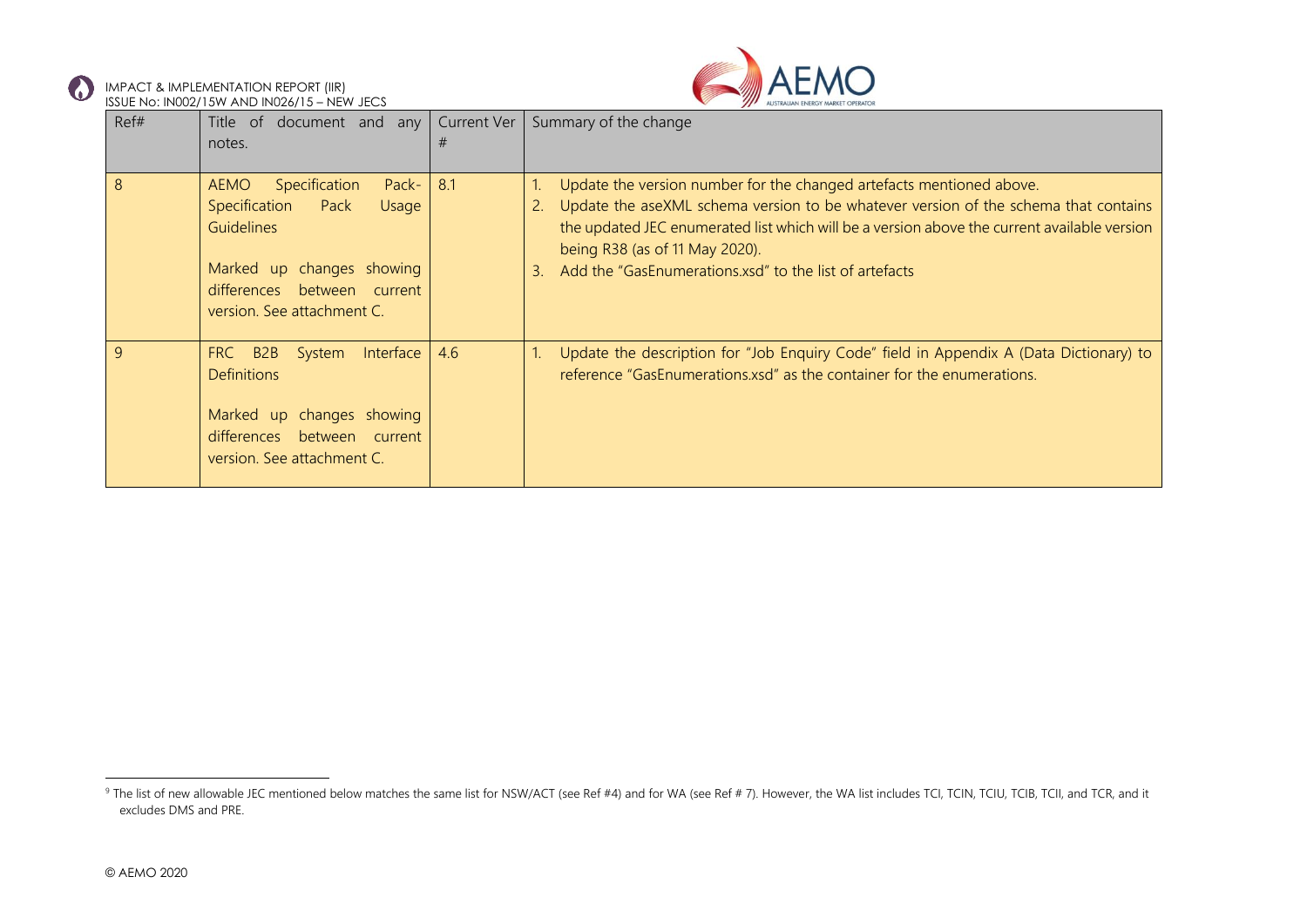| Ref# | Title of document and any notes. | Current Ver # | Summary of the change |
|---|---|---|---|
| 8 | AEMO Specification Pack-Specification Pack Usage Guidelines<br><br>Marked up changes showing differences between current version. See attachment C. | 8.1 | 1. Update the version number for the changed artefacts mentioned above.<br>2. Update the aseXML schema version to be whatever version of the schema that contains the updated JEC enumerated list which will be a version above the current available version being R38 (as of 11 May 2020).<br>3. Add the "GasEnumerations.xsd" to the list of artefacts |
| 9 | FRC B2B System Interface Definitions<br><br>Marked up changes showing differences between current version. See attachment C. | 4.6 | 1. Update the description for "Job Enquiry Code" field in Appendix A (Data Dictionary) to reference "GasEnumerations.xsd" as the container for the enumerations. |

[9] The list of new allowable JEC mentioned below matches the same list for NSW/ACT (see Ref #4) and for WA (see Ref # 7). However, the WA list includes TCI, TCIN, TCIU, TCIB, TCII, and TCR, and it excludes DMS and PRE.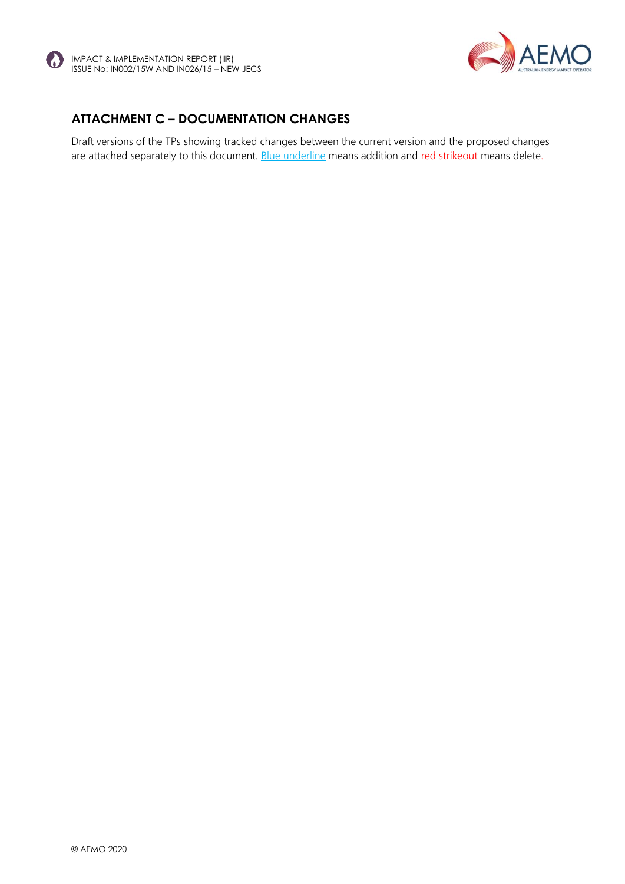## ATTACHMENT C – DOCUMENTATION CHANGES

Draft versions of the TPs showing tracked changes between the current version and the proposed changes are attached separately to this document. Blue underline means addition and ~~red strikeout~~ means delete.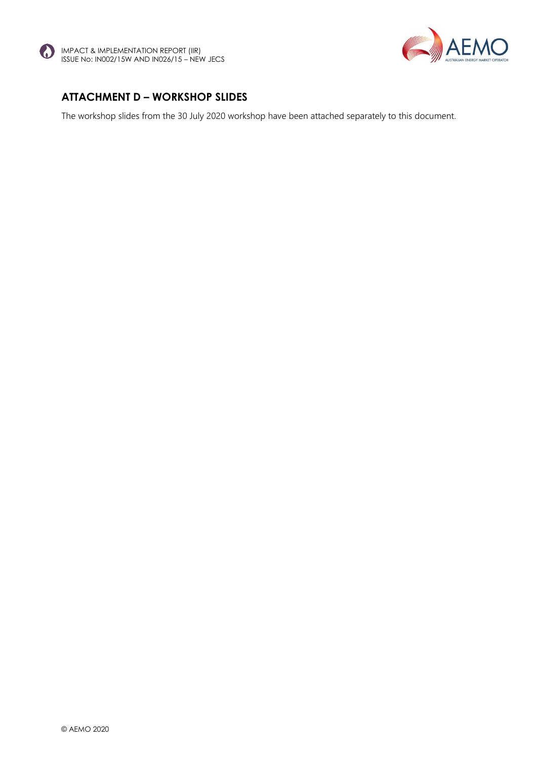## ATTACHMENT D – WORKSHOP SLIDES

The workshop slides from the 30 July 2020 workshop have been attached separately to this document.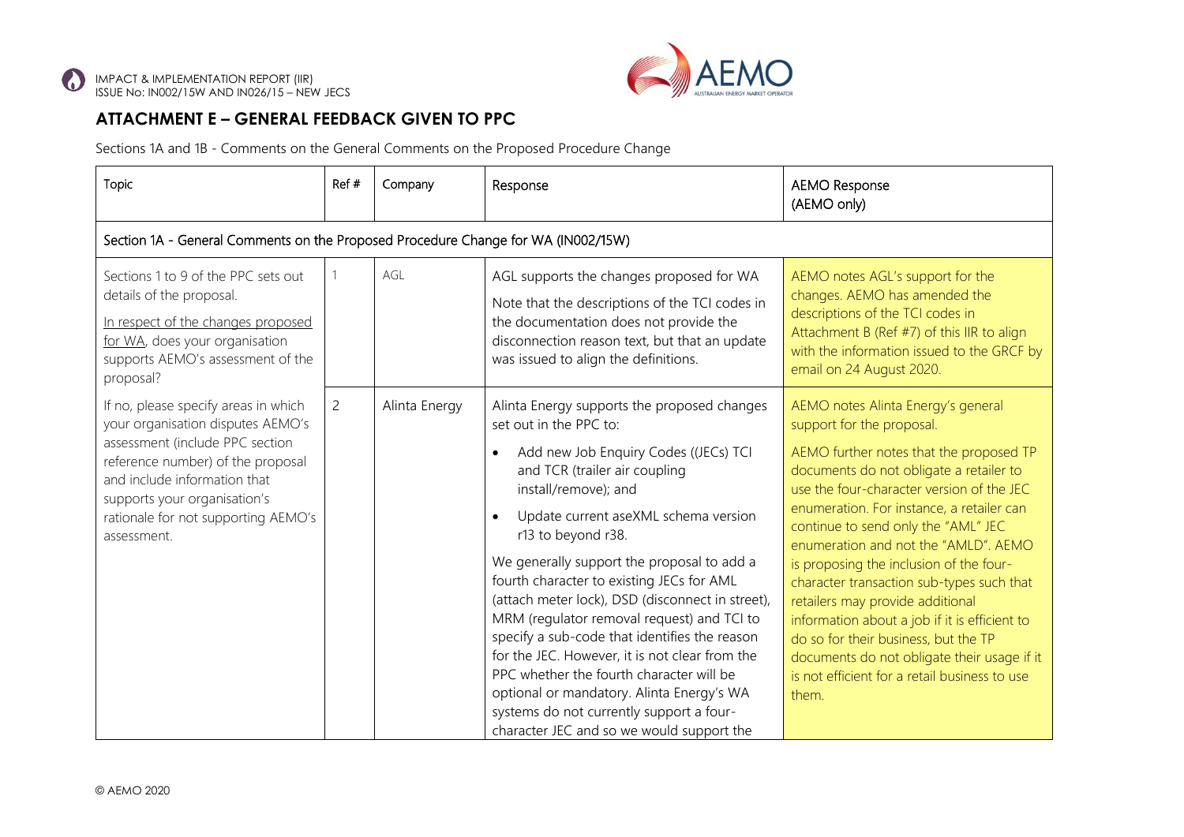## ATTACHMENT E – GENERAL FEEDBACK GIVEN TO PPC

Sections 1A and 1B - Comments on the General Comments on the Proposed Procedure Change

| Topic | Ref # | Company | Response | AEMO Response (AEMO only) |
|---|---|---|---|---|
| **Section 1A - General Comments on the Proposed Procedure Change for WA (IN002/15W)** | | | | |
| Sections 1 to 9 of the PPC sets out details of the proposal.<br><br>In respect of the changes proposed for WA, does your organisation supports AEMO's assessment of the proposal?<br><br>If no, please specify areas in which your organisation disputes AEMO's assessment (include PPC section reference number) of the proposal and include information that supports your organisation's rationale for not supporting AEMO's assessment. | 1 | AGL | AGL supports the changes proposed for WA<br><br>Note that the descriptions of the TCI codes in the documentation does not provide the disconnection reason text, but that an update was issued to align the definitions. | AEMO notes AGL's support for the changes. AEMO has amended the descriptions of the TCI codes in Attachment B (Ref #7) of this IIR to align with the information issued to the GRCF by email on 24 August 2020. |
| | 2 | Alinta Energy | Alinta Energy supports the proposed changes set out in the PPC to:<br><br>• Add new Job Enquiry Codes ((JECs) TCI and TCR (trailer air coupling install/remove); and<br>• Update current aseXML schema version r13 to beyond r38.<br><br>We generally support the proposal to add a fourth character to existing JECs for AML (attach meter lock), DSD (disconnect in street), MRM (regulator removal request) and TCI to specify a sub-code that identifies the reason for the JEC. However, it is not clear from the PPC whether the fourth character will be optional or mandatory. Alinta Energy's WA systems do not currently support a four-character JEC and so we would support the | AEMO notes Alinta Energy's general support for the proposal.<br><br>AEMO further notes that the proposed TP documents do not obligate a retailer to use the four-character version of the JEC enumeration. For instance, a retailer can continue to send only the "AML" JEC enumeration and not the "AMLD". AEMO is proposing the inclusion of the four-character transaction sub-types such that retailers may provide additional information about a job if it is efficient to do so for their business, but the TP documents do not obligate their usage if it is not efficient for a retail business to use them. |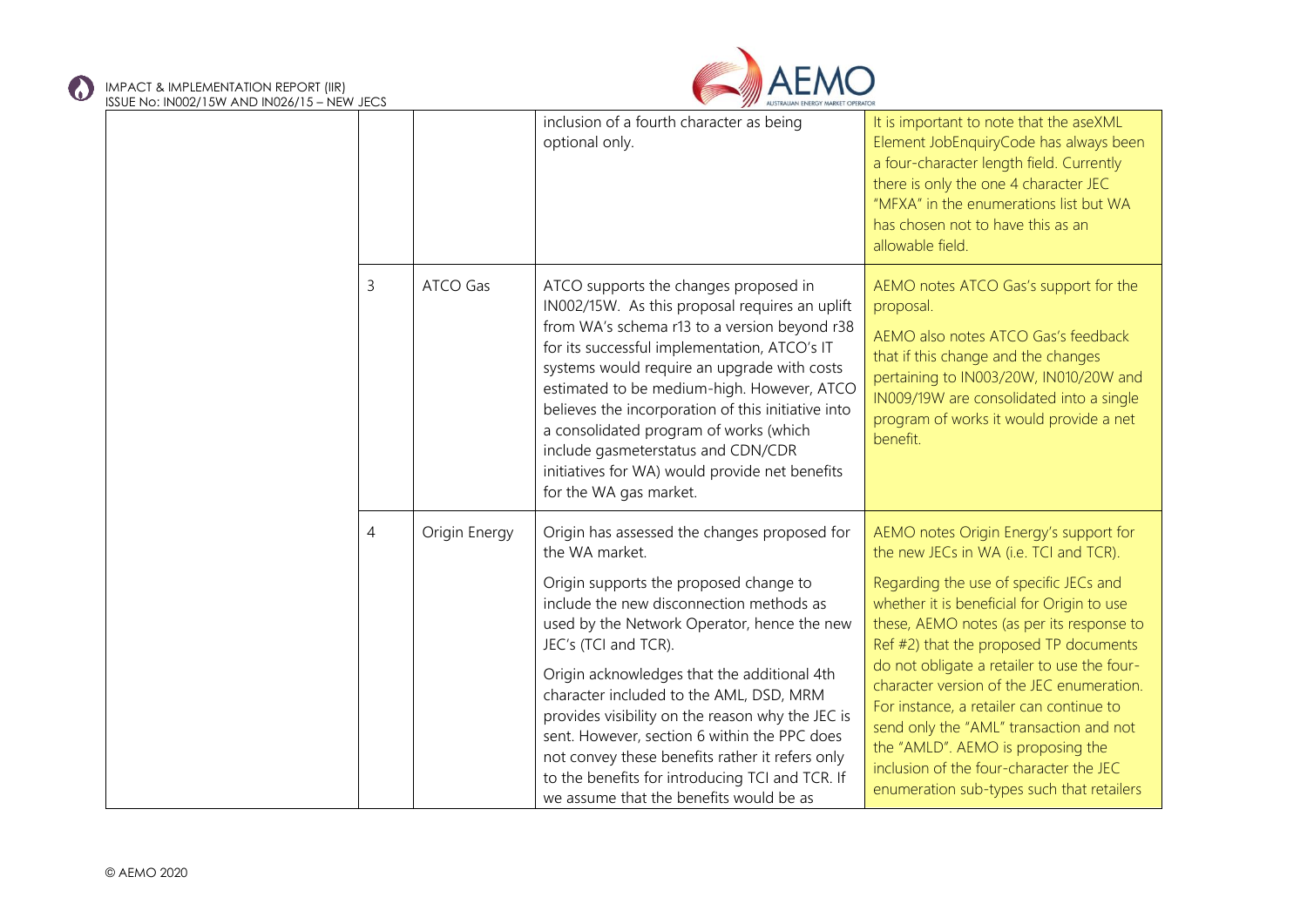| | | | | |
|---|---|---|---|---|
| | | | inclusion of a fourth character as being optional only. | It is important to note that the aseXML Element JobEnquiryCode has always been a four-character length field. Currently there is only the one 4 character JEC "MFXA" in the enumerations list but WA has chosen not to have this as an allowable field. |
| | 3 | ATCO Gas | ATCO supports the changes proposed in IN002/15W. As this proposal requires an uplift from WA's schema r13 to a version beyond r38 for its successful implementation, ATCO's IT systems would require an upgrade with costs estimated to be medium-high. However, ATCO believes the incorporation of this initiative into a consolidated program of works (which include gasmeterstatus and CDN/CDR initiatives for WA) would provide net benefits for the WA gas market. | AEMO notes ATCO Gas's support for the proposal.<br><br>AEMO also notes ATCO Gas's feedback that if this change and the changes pertaining to IN003/20W, IN010/20W and IN009/19W are consolidated into a single program of works it would provide a net benefit. |
| | 4 | Origin Energy | Origin has assessed the changes proposed for the WA market.<br><br>Origin supports the proposed change to include the new disconnection methods as used by the Network Operator, hence the new JEC's (TCI and TCR).<br><br>Origin acknowledges that the additional 4th character included to the AML, DSD, MRM provides visibility on the reason why the JEC is sent. However, section 6 within the PPC does not convey these benefits rather it refers only to the benefits for introducing TCI and TCR. If we assume that the benefits would be as | AEMO notes Origin Energy's support for the new JECs in WA (i.e. TCI and TCR).<br><br>Regarding the use of specific JECs and whether it is beneficial for Origin to use these, AEMO notes (as per its response to Ref #2) that the proposed TP documents do not obligate a retailer to use the four-character version of the JEC enumeration. For instance, a retailer can continue to send only the "AML" transaction and not the "AMLD". AEMO is proposing the inclusion of the four-character the JEC enumeration sub-types such that retailers |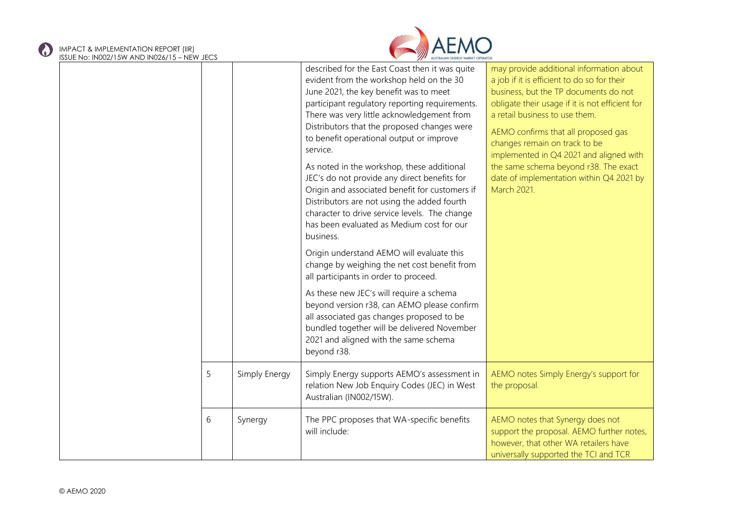| | | | | |
|---|---|---|---|---|
| | | | described for the East Coast then it was quite evident from the workshop held on the 30 June 2021, the key benefit was to meet participant regulatory reporting requirements. There was very little acknowledgement from Distributors that the proposed changes were to benefit operational output or improve service.<br><br>As noted in the workshop, these additional JEC's do not provide any direct benefits for Origin and associated benefit for customers if Distributors are not using the added fourth character to drive service levels. The change has been evaluated as Medium cost for our business.<br><br>Origin understand AEMO will evaluate this change by weighing the net cost benefit from all participants in order to proceed.<br><br>As these new JEC's will require a schema beyond version r38, can AEMO please confirm all associated gas changes proposed to be bundled together will be delivered November 2021 and aligned with the same schema beyond r38. | may provide additional information about a job if it is efficient to do so for their business, but the TP documents do not obligate their usage if it is not efficient for a retail business to use them.<br><br>AEMO confirms that all proposed gas changes remain on track to be implemented in Q4 2021 and aligned with the same schema beyond r38. The exact date of implementation within Q4 2021 by March 2021. |
| | 5 | Simply Energy | Simply Energy supports AEMO's assessment in relation New Job Enquiry Codes (JEC) in West Australian (IN002/15W). | AEMO notes Simply Energy's support for the proposal. |
| | 6 | Synergy | The PPC proposes that WA-specific benefits will include: | AEMO notes that Synergy does not support the proposal. AEMO further notes, however, that other WA retailers have universally supported the TCI and TCR |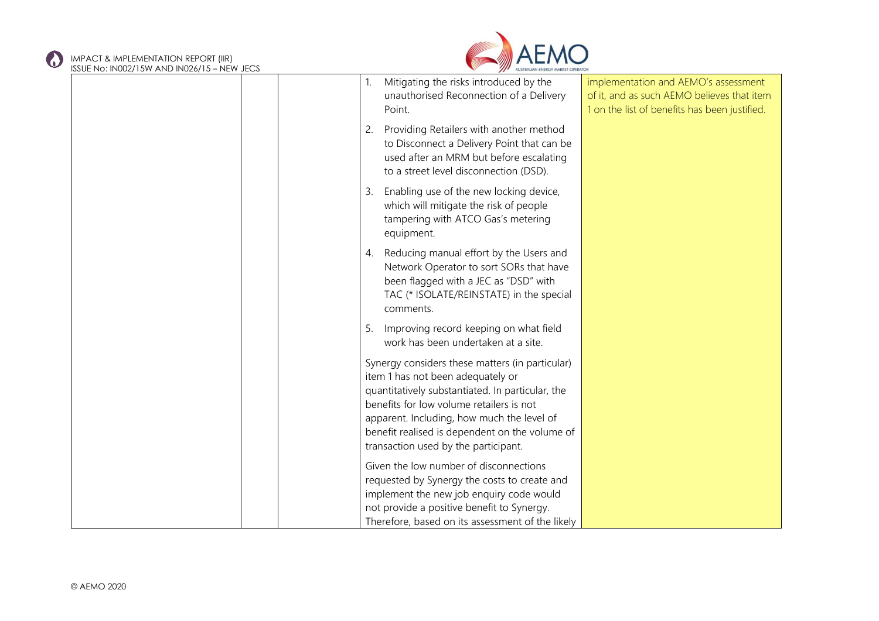| | | | 1. Mitigating the risks introduced by the unauthorised Reconnection of a Delivery Point.<br><br>2. Providing Retailers with another method to Disconnect a Delivery Point that can be used after an MRM but before escalating to a street level disconnection (DSD).<br><br>3. Enabling use of the new locking device, which will mitigate the risk of people tampering with ATCO Gas's metering equipment.<br><br>4. Reducing manual effort by the Users and Network Operator to sort SORs that have been flagged with a JEC as "DSD" with TAC (* ISOLATE/REINSTATE) in the special comments.<br><br>5. Improving record keeping on what field work has been undertaken at a site.<br><br>Synergy considers these matters (in particular) item 1 has not been adequately or quantitatively substantiated. In particular, the benefits for low volume retailers is not apparent. Including, how much the level of benefit realised is dependent on the volume of transaction used by the participant.<br><br>Given the low number of disconnections requested by Synergy the costs to create and implement the new job enquiry code would not provide a positive benefit to Synergy. Therefore, based on its assessment of the likely | implementation and AEMO's assessment of it, and as such AEMO believes that item 1 on the list of benefits has been justified. |
|---|---|---|---|---|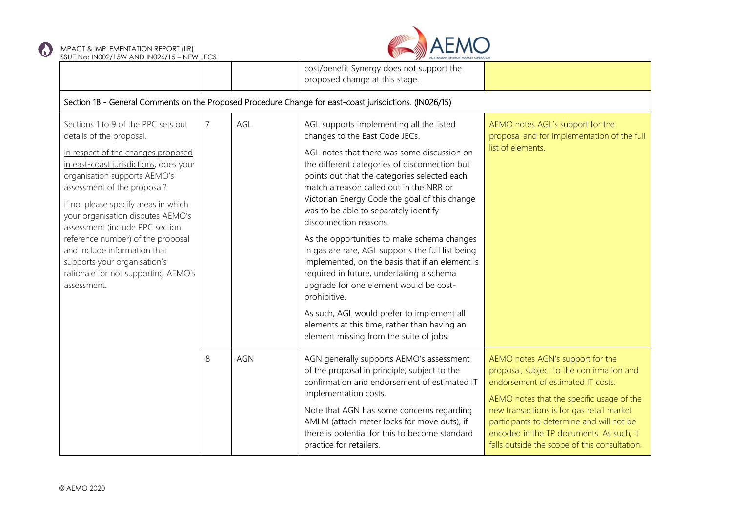| | | | | |
|---|---|---|---|---|
| | | | cost/benefit Synergy does not support the proposed change at this stage. | |
| **Section 1B - General Comments on the Proposed Procedure Change for east-coast jurisdictions. (IN026/15)** | | | | |
| Sections 1 to 9 of the PPC sets out details of the proposal.<br><br>In respect of the changes proposed in east-coast jurisdictions, does your organisation supports AEMO's assessment of the proposal?<br><br>If no, please specify areas in which your organisation disputes AEMO's assessment (include PPC section reference number) of the proposal and include information that supports your organisation's rationale for not supporting AEMO's assessment. | 7 | AGL | AGL supports implementing all the listed changes to the East Code JECs.<br><br>AGL notes that there was some discussion on the different categories of disconnection but points out that the categories selected each match a reason called out in the NRR or Victorian Energy Code the goal of this change was to be able to separately identify disconnection reasons.<br><br>As the opportunities to make schema changes in gas are rare, AGL supports the full list being implemented, on the basis that if an element is required in future, undertaking a schema upgrade for one element would be cost-prohibitive.<br><br>As such, AGL would prefer to implement all elements at this time, rather than having an element missing from the suite of jobs. | AEMO notes AGL's support for the proposal and for implementation of the full list of elements. |
| | 8 | AGN | AGN generally supports AEMO's assessment of the proposal in principle, subject to the confirmation and endorsement of estimated IT implementation costs.<br><br>Note that AGN has some concerns regarding AMLM (attach meter locks for move outs), if there is potential for this to become standard practice for retailers. | AEMO notes AGN's support for the proposal, subject to the confirmation and endorsement of estimated IT costs.<br><br>AEMO notes that the specific usage of the new transactions is for gas retail market participants to determine and will not be encoded in the TP documents. As such, it falls outside the scope of this consultation. |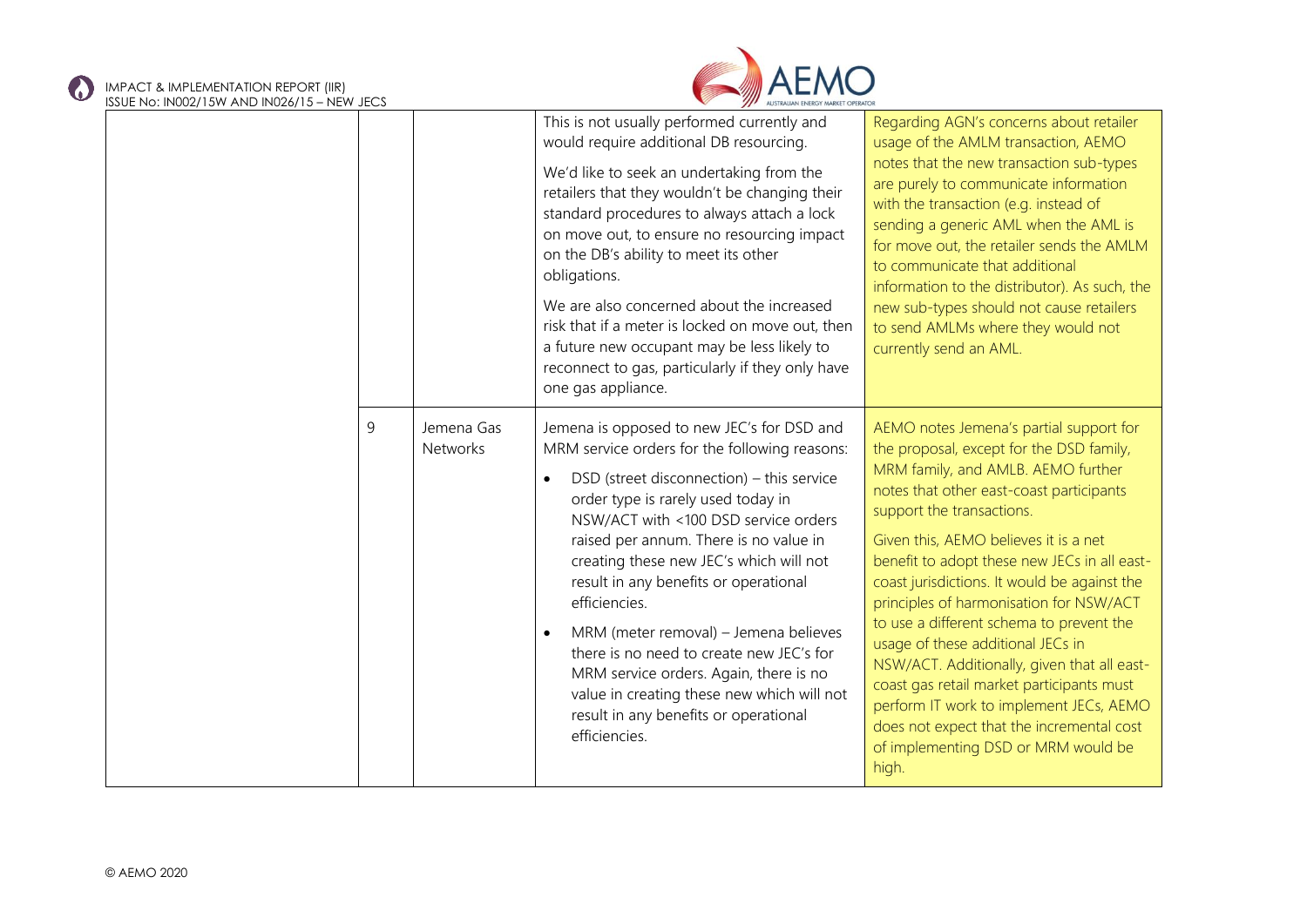| | | | | |
|---|---|---|---|---|
| | | | This is not usually performed currently and would require additional DB resourcing.<br><br>We'd like to seek an undertaking from the retailers that they wouldn't be changing their standard procedures to always attach a lock on move out, to ensure no resourcing impact on the DB's ability to meet its other obligations.<br><br>We are also concerned about the increased risk that if a meter is locked on move out, then a future new occupant may be less likely to reconnect to gas, particularly if they only have one gas appliance. | Regarding AGN's concerns about retailer usage of the AMLM transaction, AEMO notes that the new transaction sub-types are purely to communicate information with the transaction (e.g. instead of sending a generic AML when the AML is for move out, the retailer sends the AMLM to communicate that additional information to the distributor). As such, the new sub-types should not cause retailers to send AMLMs where they would not currently send an AML. |
| | 9 | Jemena Gas Networks | Jemena is opposed to new JEC's for DSD and MRM service orders for the following reasons:<br><br>• DSD (street disconnection) – this service order type is rarely used today in NSW/ACT with <100 DSD service orders raised per annum. There is no value in creating these new JEC's which will not result in any benefits or operational efficiencies.<br><br>• MRM (meter removal) – Jemena believes there is no need to create new JEC's for MRM service orders. Again, there is no value in creating these new which will not result in any benefits or operational efficiencies. | AEMO notes Jemena's partial support for the proposal, except for the DSD family, MRM family, and AMLB. AEMO further notes that other east-coast participants support the transactions.<br><br>Given this, AEMO believes it is a net benefit to adopt these new JECs in all east-coast jurisdictions. It would be against the principles of harmonisation for NSW/ACT to use a different schema to prevent the usage of these additional JECs in NSW/ACT. Additionally, given that all east-coast gas retail market participants must perform IT work to implement JECs, AEMO does not expect that the incremental cost of implementing DSD or MRM would be high. |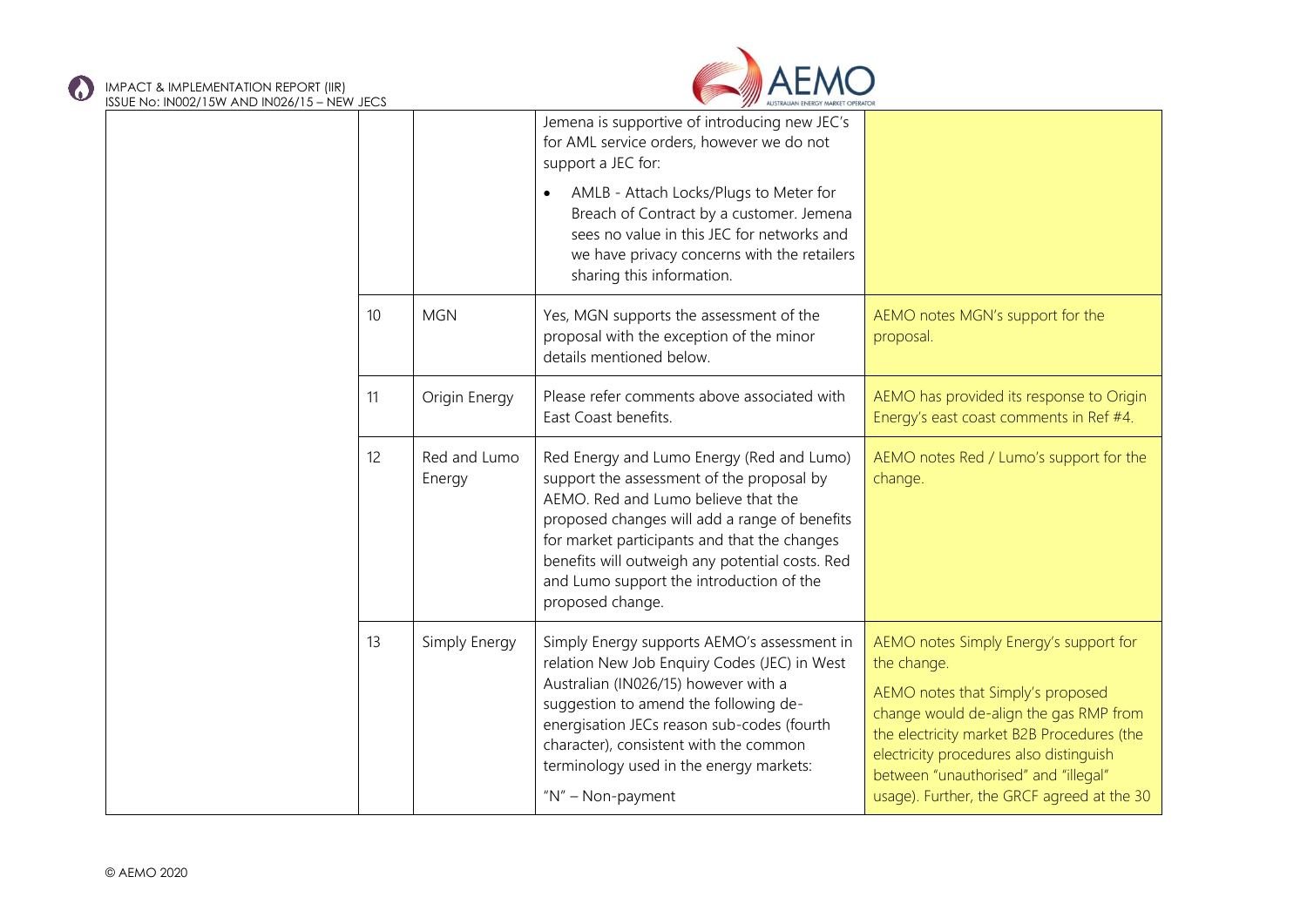|  |  |  | Jemena is supportive of introducing new JEC's for AML service orders, however we do not support a JEC for:<br><br>• AMLB - Attach Locks/Plugs to Meter for Breach of Contract by a customer. Jemena sees no value in this JEC for networks and we have privacy concerns with the retailers sharing this information. |  |
|---|---|---|---|---|
|  | 10 | MGN | Yes, MGN supports the assessment of the proposal with the exception of the minor details mentioned below. | AEMO notes MGN's support for the proposal. |
|  | 11 | Origin Energy | Please refer comments above associated with East Coast benefits. | AEMO has provided its response to Origin Energy's east coast comments in Ref #4. |
|  | 12 | Red and Lumo Energy | Red Energy and Lumo Energy (Red and Lumo) support the assessment of the proposal by AEMO. Red and Lumo believe that the proposed changes will add a range of benefits for market participants and that the changes benefits will outweigh any potential costs. Red and Lumo support the introduction of the proposed change. | AEMO notes Red / Lumo's support for the change. |
|  | 13 | Simply Energy | Simply Energy supports AEMO's assessment in relation New Job Enquiry Codes (JEC) in West Australian (IN026/15) however with a suggestion to amend the following de-energisation JECs reason sub-codes (fourth character), consistent with the common terminology used in the energy markets:<br><br>"N" – Non-payment | AEMO notes Simply Energy's support for the change.<br><br>AEMO notes that Simply's proposed change would de-align the gas RMP from the electricity market B2B Procedures (the electricity procedures also distinguish between "unauthorised" and "illegal" usage). Further, the GRCF agreed at the 30 |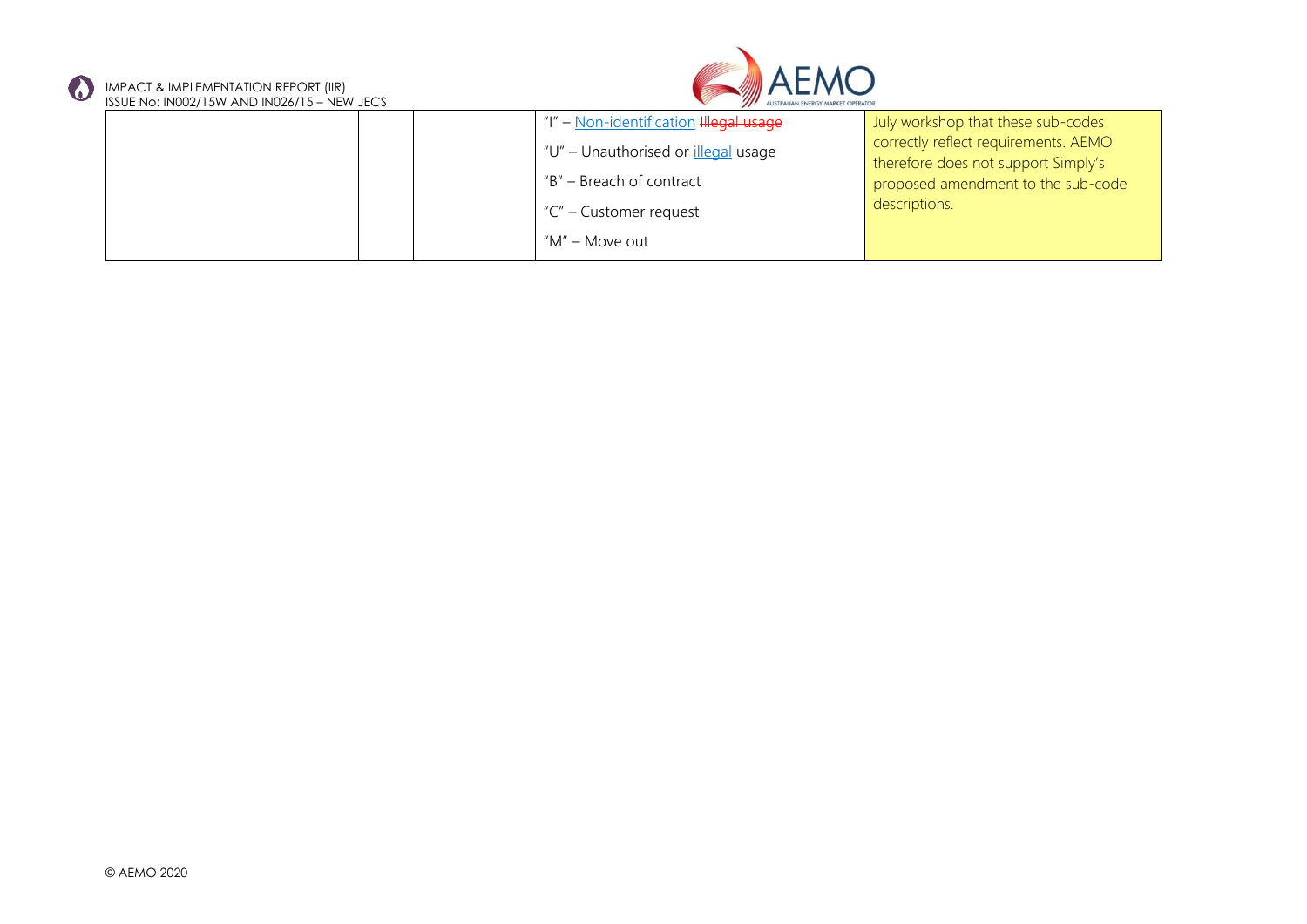|  |  |  | "I" – Non-identification ~~Illegal usage~~<br><br>"U" – Unauthorised or illegal usage<br><br>"B" – Breach of contract<br><br>"C" – Customer request<br><br>"M" – Move out | July workshop that these sub-codes correctly reflect requirements. AEMO therefore does not support Simply's proposed amendment to the sub-code descriptions. |
|---|---|---|---|---|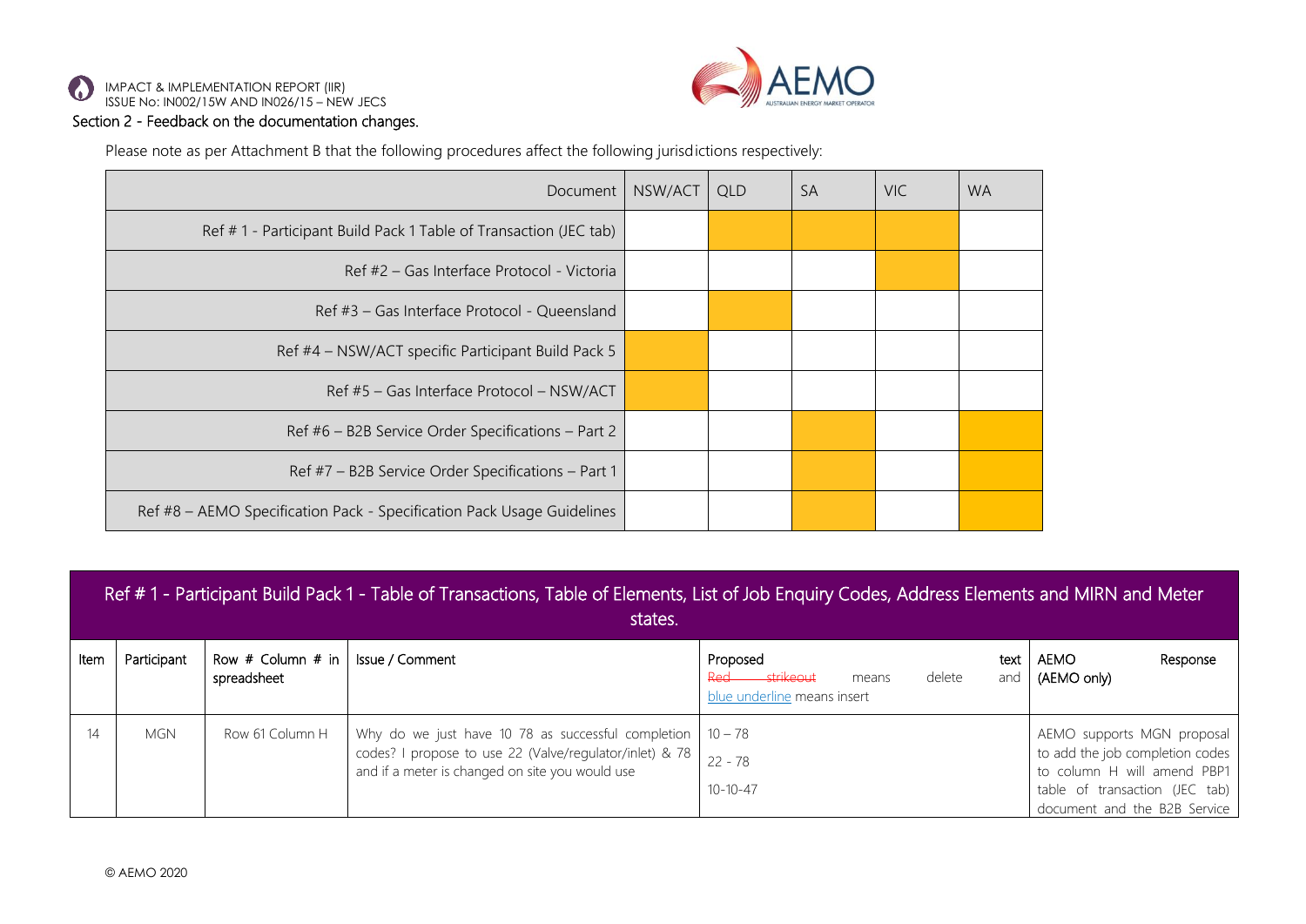Section 2 - Feedback on the documentation changes.

Please note as per Attachment B that the following procedures affect the following jurisdictions respectively:

| Document | NSW/ACT | QLD | SA | VIC | WA |
|---|---|---|---|---|---|
| Ref # 1 - Participant Build Pack 1 Table of Transaction (JEC tab) | | ■ | ■ | ■ | |
| Ref #2 – Gas Interface Protocol - Victoria | | | | ■ | |
| Ref #3 – Gas Interface Protocol - Queensland | | ■ | | | |
| Ref #4 – NSW/ACT specific Participant Build Pack 5 | ■ | | | | |
| Ref #5 – Gas Interface Protocol – NSW/ACT | ■ | | | | |
| Ref #6 – B2B Service Order Specifications – Part 2 | | | ■ | | ■ |
| Ref #7 – B2B Service Order Specifications – Part 1 | | | ■ | | ■ |
| Ref #8 – AEMO Specification Pack - Specification Pack Usage Guidelines | | | ■ | | ■ |

## Ref # 1 - Participant Build Pack 1 - Table of Transactions, Table of Elements, List of Job Enquiry Codes, Address Elements and MIRN and Meter states.

| Item | Participant | Row # Column # in spreadsheet | Issue / Comment | Proposed text ~~Red strikeout~~ means delete and blue underline means insert | AEMO Response (AEMO only) |
|---|---|---|---|---|---|
| 14 | MGN | Row 61 Column H | Why do we just have 10 78 as successful completion codes? I propose to use 22 (Valve/regulator/inlet) & 78 and if a meter is changed on site you would use | 10 – 78<br>22 - 78<br>10-10-47 | AEMO supports MGN proposal to add the job completion codes to column H will amend PBP1 table of transaction (JEC tab) document and the B2B Service |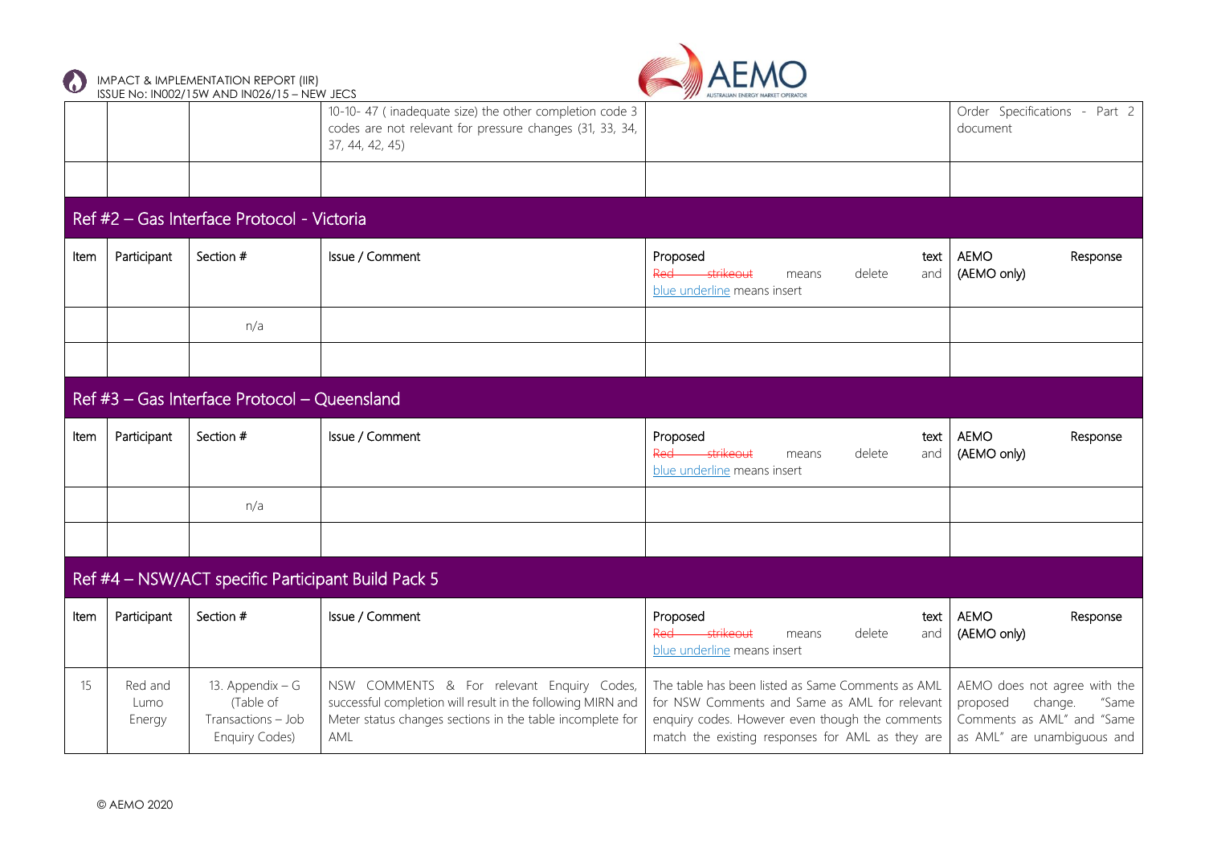| | | | 10-10- 47 ( inadequate size) the other completion code 3 codes are not relevant for pressure changes (31, 33, 34, 37, 44, 42, 45) | | Order Specifications - Part 2 document |
|---|---|---|---|---|---|
| | | | | | |

## Ref #2 – Gas Interface Protocol - Victoria

| Item | Participant | Section # | Issue / Comment | Proposed text Red strikeout means delete and blue underline means insert | AEMO Response (AEMO only) |
|---|---|---|---|---|---|
| | | n/a | | | |
| | | | | | |

## Ref #3 – Gas Interface Protocol – Queensland

| Item | Participant | Section # | Issue / Comment | Proposed text Red strikeout means delete and blue underline means insert | AEMO Response (AEMO only) |
|---|---|---|---|---|---|
| | | n/a | | | |
| | | | | | |

## Ref #4 – NSW/ACT specific Participant Build Pack 5

| Item | Participant | Section # | Issue / Comment | Proposed text Red strikeout means delete and blue underline means insert | AEMO Response (AEMO only) |
|---|---|---|---|---|---|
| 15 | Red and Lumo Energy | 13. Appendix – G (Table of Transactions – Job Enquiry Codes) | NSW COMMENTS & For relevant Enquiry Codes, successful completion will result in the following MIRN and Meter status changes sections in the table incomplete for AML | The table has been listed as Same Comments as AML for NSW Comments and Same as AML for relevant enquiry codes. However even though the comments match the existing responses for AML as they are | AEMO does not agree with the proposed change. "Same Comments as AML" and "Same as AML" are unambiguous and |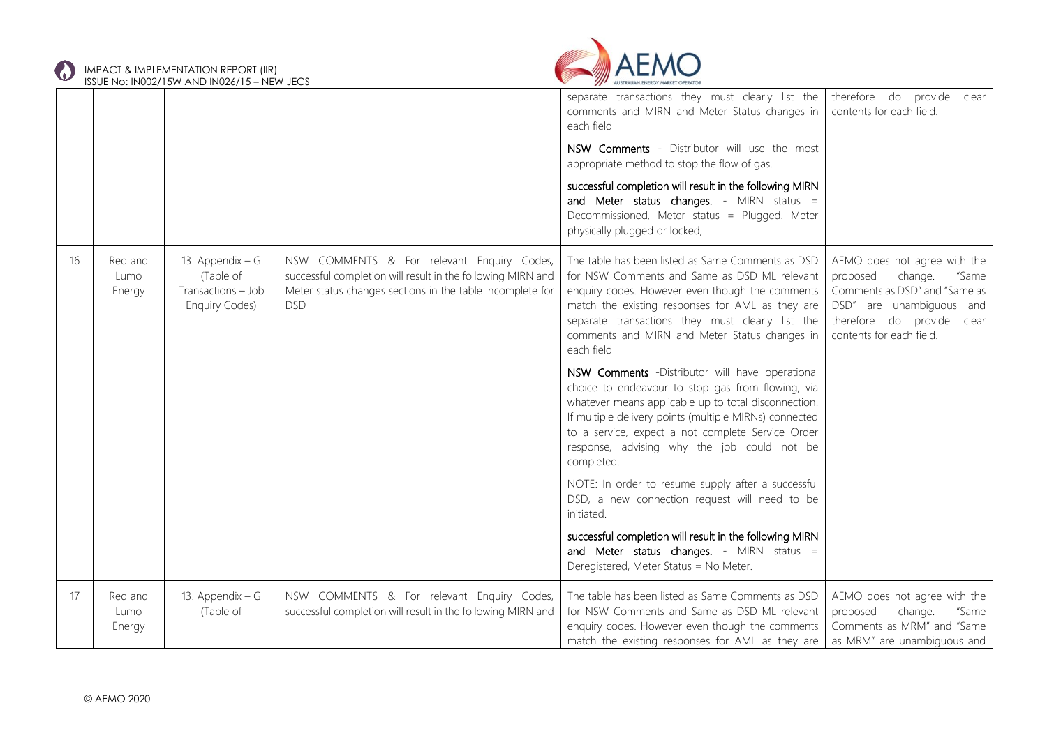| | | | | | |
|---|---|---|---|---|---|
| | | | | separate transactions they must clearly list the comments and MIRN and Meter Status changes in each field<br><br>**NSW Comments** - Distributor will use the most appropriate method to stop the flow of gas.<br><br>successful completion will result in the following MIRN and **Meter status changes.** - MIRN status = Decommissioned, Meter status = Plugged. Meter physically plugged or locked, | therefore do provide clear contents for each field. |
| 16 | Red and Lumo Energy | 13. Appendix – G (Table of Transactions – Job Enquiry Codes) | NSW COMMENTS & For relevant Enquiry Codes, successful completion will result in the following MIRN and Meter status changes sections in the table incomplete for DSD | The table has been listed as Same Comments as DSD for NSW Comments and Same as DSD ML relevant enquiry codes. However even though the comments match the existing responses for AML as they are separate transactions they must clearly list the comments and MIRN and Meter Status changes in each field<br><br>**NSW Comments** -Distributor will have operational choice to endeavour to stop gas from flowing, via whatever means applicable up to total disconnection. If multiple delivery points (multiple MIRNs) connected to a service, expect a not complete Service Order response, advising why the job could not be completed.<br><br>NOTE: In order to resume supply after a successful DSD, a new connection request will need to be initiated.<br><br>successful completion will result in the following MIRN and **Meter status changes.** - MIRN status = Deregistered, Meter Status = No Meter. | AEMO does not agree with the proposed change. "Same Comments as DSD" and "Same as DSD" are unambiguous and therefore do provide clear contents for each field. |
| 17 | Red and Lumo Energy | 13. Appendix – G (Table of | NSW COMMENTS & For relevant Enquiry Codes, successful completion will result in the following MIRN and | The table has been listed as Same Comments as DSD for NSW Comments and Same as DSD ML relevant enquiry codes. However even though the comments match the existing responses for AML as they are | AEMO does not agree with the proposed change. "Same Comments as MRM" and "Same as MRM" are unambiguous and |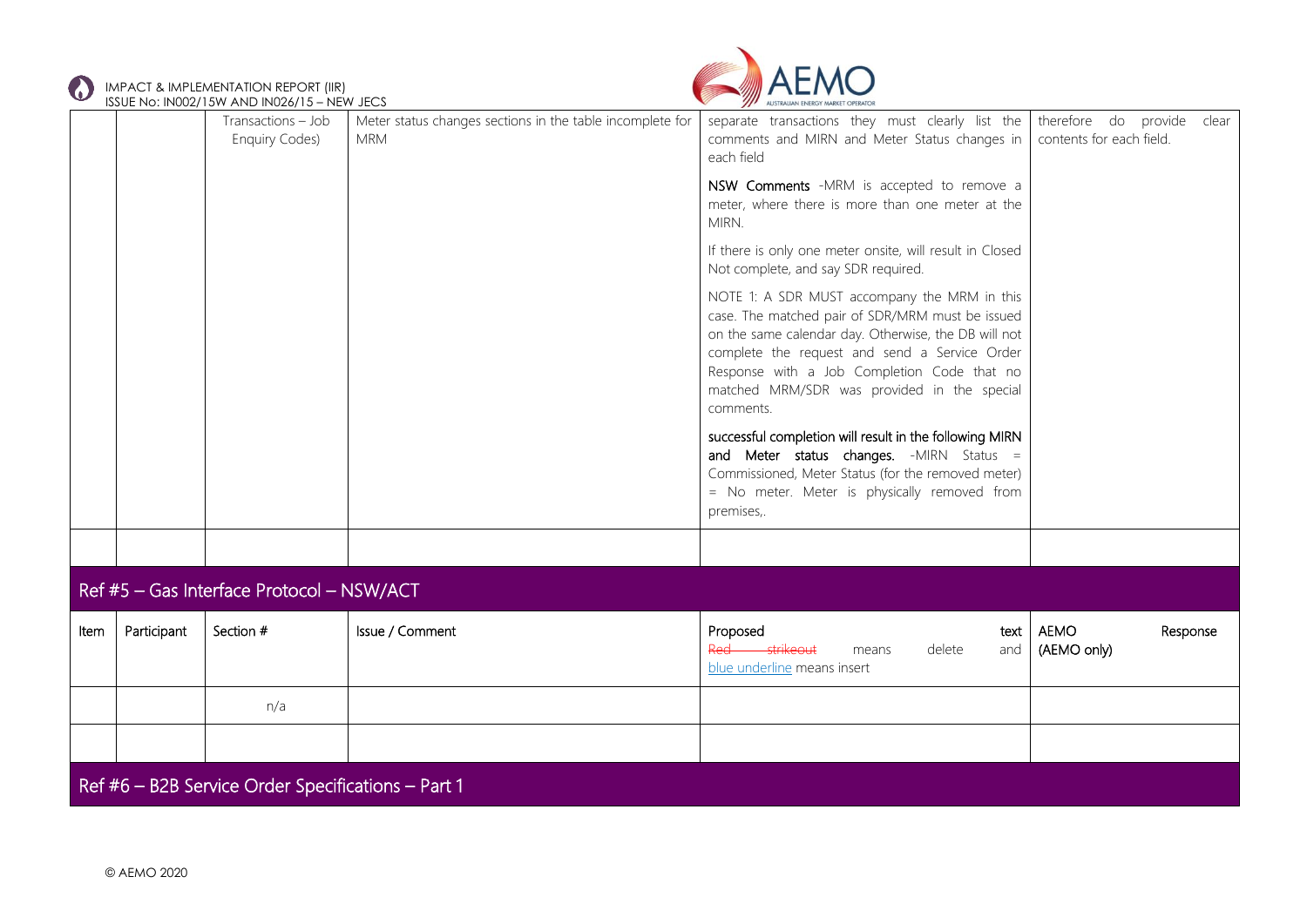| | | Transactions – Job Enquiry Codes) | Meter status changes sections in the table incomplete for MRM | separate transactions they must clearly list the comments and MIRN and Meter Status changes in each field<br><br>**NSW Comments** -MRM is accepted to remove a meter, where there is more than one meter at the MIRN.<br><br>If there is only one meter onsite, will result in Closed Not complete, and say SDR required.<br><br>NOTE 1: A SDR MUST accompany the MRM in this case. The matched pair of SDR/MRM must be issued on the same calendar day. Otherwise, the DB will not complete the request and send a Service Order Response with a Job Completion Code that no matched MRM/SDR was provided in the special comments.<br><br>**successful completion will result in the following MIRN and Meter status changes.** -MIRN Status = Commissioned, Meter Status (for the removed meter) = No meter. Meter is physically removed from premises,. | therefore do provide clear contents for each field. |
|---|---|---|---|---|---|
| | | | | | |

## Ref #5 – Gas Interface Protocol – NSW/ACT

| Item | Participant | Section # | Issue / Comment | Proposed text ~~Red strikeout~~ means delete and blue underline means insert | AEMO Response (AEMO only) |
|---|---|---|---|---|---|
| | | n/a | | | |
| | | | | | |

## Ref #6 – B2B Service Order Specifications – Part 1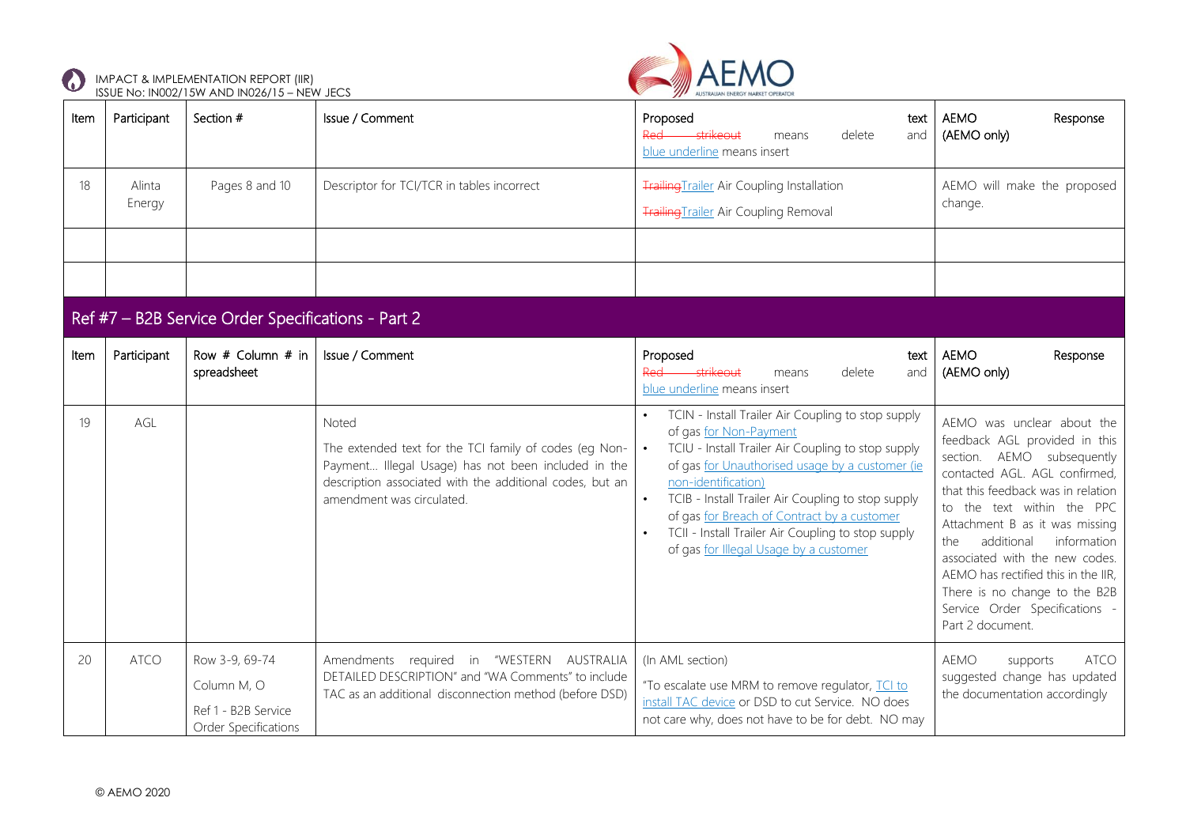| Item | Participant | Section # | Issue / Comment | Proposed text ~~Red strikeout~~ means delete and blue underline means insert | AEMO Response (AEMO only) |
|---|---|---|---|---|---|
| 18 | Alinta Energy | Pages 8 and 10 | Descriptor for TCI/TCR in tables incorrect | ~~Trailing~~Trailer Air Coupling Installation<br>~~Trailing~~Trailer Air Coupling Removal | AEMO will make the proposed change. |
| | | | | | |
| | | | | | |

## Ref #7 – B2B Service Order Specifications - Part 2

| Item | Participant | Row # Column # in spreadsheet | Issue / Comment | Proposed text ~~Red strikeout~~ means delete and blue underline means insert | AEMO Response (AEMO only) |
|---|---|---|---|---|---|
| 19 | AGL | | Noted<br>The extended text for the TCI family of codes (eg Non-Payment... Illegal Usage) has not been included in the description associated with the additional codes, but an amendment was circulated. | • TCIN - Install Trailer Air Coupling to stop supply of gas for Non-Payment<br>• TCIU - Install Trailer Air Coupling to stop supply of gas for Unauthorised usage by a customer (ie non-identification)<br>• TCIB - Install Trailer Air Coupling to stop supply of gas for Breach of Contract by a customer<br>• TCII - Install Trailer Air Coupling to stop supply of gas for Illegal Usage by a customer | AEMO was unclear about the feedback AGL provided in this section. AEMO subsequently contacted AGL. AGL confirmed, that this feedback was in relation to the text within the PPC Attachment B as it was missing the additional information associated with the new codes. AEMO has rectified this in the IIR, There is no change to the B2B Service Order Specifications - Part 2 document. |
| 20 | ATCO | Row 3-9, 69-74<br>Column M, O<br>Ref 1 - B2B Service Order Specifications | Amendments required in "WESTERN AUSTRALIA DETAILED DESCRIPTION" and "WA Comments" to include TAC as an additional disconnection method (before DSD) | (In AML section)<br>"To escalate use MRM to remove regulator, TCI to install TAC device or DSD to cut Service. NO does not care why, does not have to be for debt. NO may | AEMO supports ATCO suggested change has updated the documentation accordingly |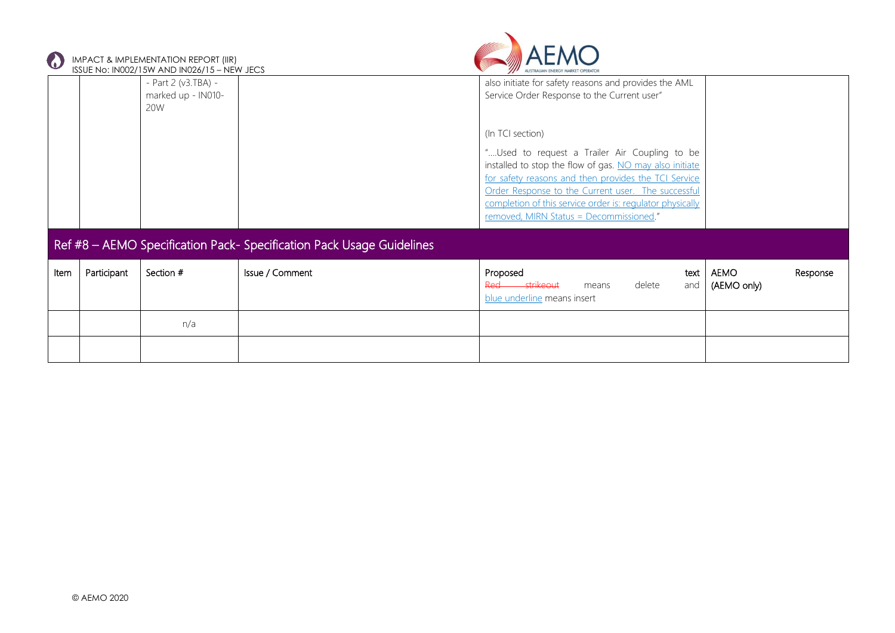| | | | | | |
|---|---|---|---|---|---|
| | | - Part 2 (v3.TBA) - marked up - IN010-20W | | also initiate for safety reasons and provides the AML Service Order Response to the Current user"<br><br>(In TCI section)<br><br>"….Used to request a Trailer Air Coupling to be installed to stop the flow of gas. NO may also initiate for safety reasons and then provides the TCI Service Order Response to the Current user. The successful completion of this service order is: regulator physically removed, MIRN Status = Decommissioned." | |

## Ref #8 – AEMO Specification Pack- Specification Pack Usage Guidelines

| Item | Participant | Section # | Issue / Comment | Proposed text<br>~~Red strikeout~~ means delete and blue underline means insert | AEMO Response (AEMO only) |
|---|---|---|---|---|---|
| | | n/a | | | |
| | | | | | |